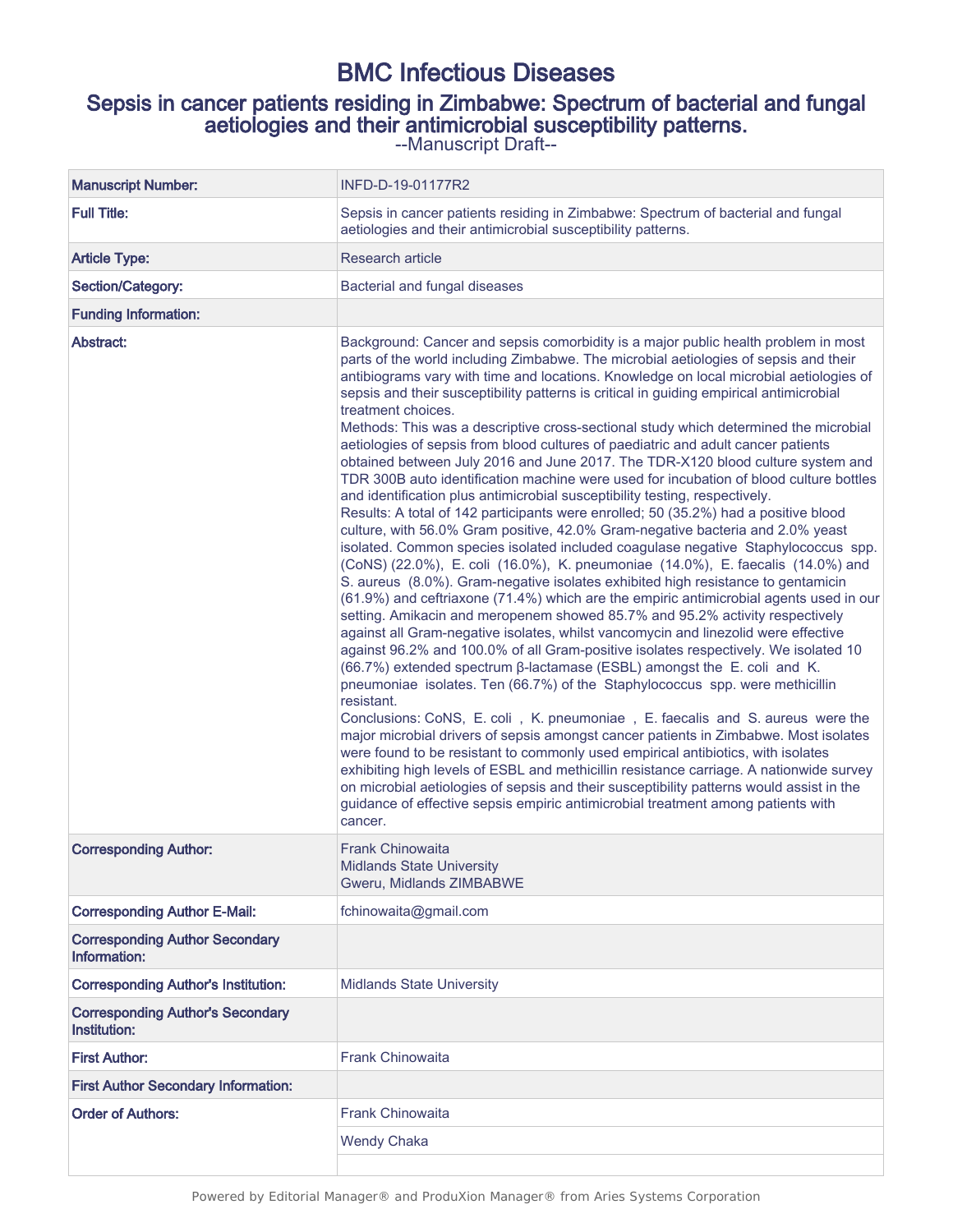# BMC Infectious Diseases

## Sepsis in cancer patients residing in Zimbabwe: Spectrum of bacterial and fungal aetiologies and their antimicrobial susceptibility patterns.

--Manuscript Draft--

| | |
|---|---|
| **Manuscript Number:** | INFD-D-19-01177R2 |
| **Full Title:** | Sepsis in cancer patients residing in Zimbabwe: Spectrum of bacterial and fungal aetiologies and their antimicrobial susceptibility patterns. |
| **Article Type:** | Research article |
| **Section/Category:** | Bacterial and fungal diseases |
| **Funding Information:** | |
| **Abstract:** | Background: Cancer and sepsis comorbidity is a major public health problem in most parts of the world including Zimbabwe. The microbial aetiologies of sepsis and their antibiograms vary with time and locations. Knowledge on local microbial aetiologies of sepsis and their susceptibility patterns is critical in guiding empirical antimicrobial treatment choices.<br>Methods: This was a descriptive cross-sectional study which determined the microbial aetiologies of sepsis from blood cultures of paediatric and adult cancer patients obtained between July 2016 and June 2017. The TDR-X120 blood culture system and TDR 300B auto identification machine were used for incubation of blood culture bottles and identification plus antimicrobial susceptibility testing, respectively.<br>Results: A total of 142 participants were enrolled; 50 (35.2%) had a positive blood culture, with 56.0% Gram positive, 42.0% Gram-negative bacteria and 2.0% yeast isolated. Common species isolated included coagulase negative *Staphylococcus* spp. (CoNS) (22.0%), *E. coli* (16.0%), *K. pneumoniae* (14.0%), *E. faecalis* (14.0%) and *S. aureus* (8.0%). Gram-negative isolates exhibited high resistance to gentamicin (61.9%) and ceftriaxone (71.4%) which are the empiric antimicrobial agents used in our setting. Amikacin and meropenem showed 85.7% and 95.2% activity respectively against all Gram-negative isolates, whilst vancomycin and linezolid were effective against 96.2% and 100.0% of all Gram-positive isolates respectively. We isolated 10 (66.7%) extended spectrum β-lactamase (ESBL) amongst the *E. coli* and *K. pneumoniae* isolates. Ten (66.7%) of the *Staphylococcus* spp. were methicillin resistant.<br>Conclusions: CoNS, *E. coli*, *K. pneumoniae*, *E. faecalis* and *S. aureus* were the major microbial drivers of sepsis amongst cancer patients in Zimbabwe. Most isolates were found to be resistant to commonly used empirical antibiotics, with isolates exhibiting high levels of ESBL and methicillin resistance carriage. A nationwide survey on microbial aetiologies of sepsis and their susceptibility patterns would assist in the guidance of effective sepsis empiric antimicrobial treatment among patients with cancer. |
| **Corresponding Author:** | Frank Chinowaita<br>Midlands State University<br>Gweru, Midlands ZIMBABWE |
| **Corresponding Author E-Mail:** | fchinowaita@gmail.com |
| **Corresponding Author Secondary Information:** | |
| **Corresponding Author's Institution:** | Midlands State University |
| **Corresponding Author's Secondary Institution:** | |
| **First Author:** | Frank Chinowaita |
| **First Author Secondary Information:** | |
| **Order of Authors:** | Frank Chinowaita<br>Wendy Chaka |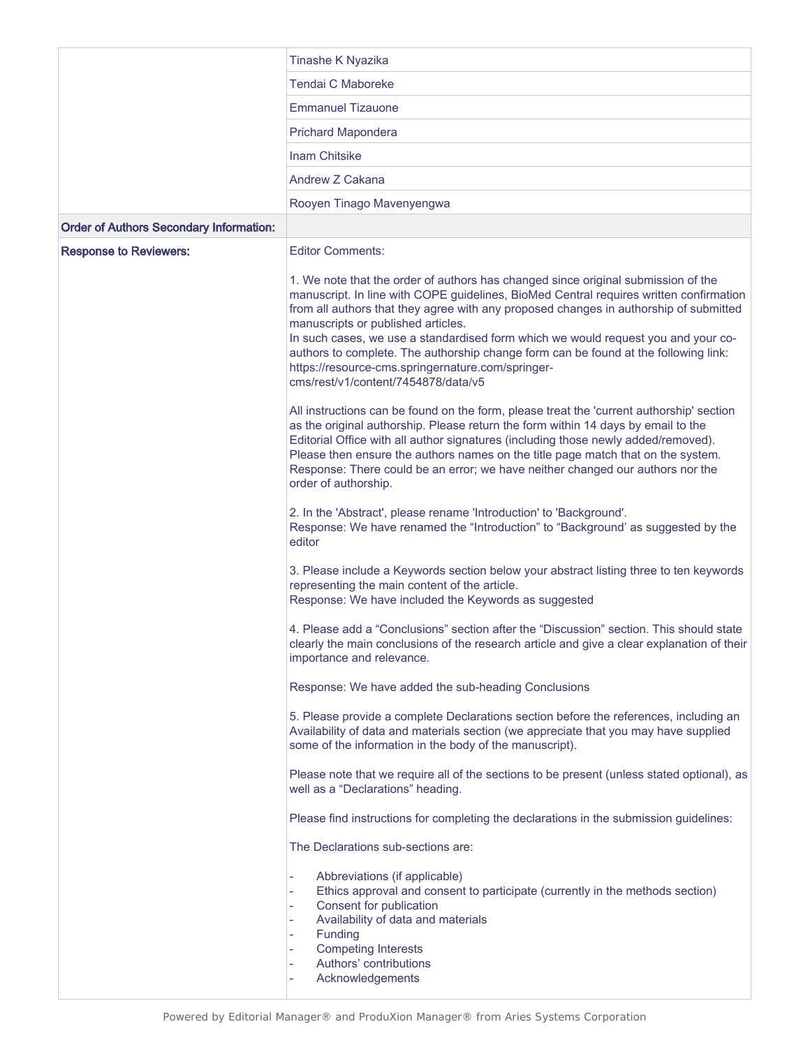| | |
|---|---|
| | Tinashe K Nyazika |
| | Tendai C Maboreke |
| | Emmanuel Tizauone |
| | Prichard Mapondera |
| | Inam Chitsike |
| | Andrew Z Cakana |
| | Rooyen Tinago Mavenyengwa |
| **Order of Authors Secondary Information:** | |

**Response to Reviewers:**

Editor Comments:

1. We note that the order of authors has changed since original submission of the manuscript. In line with COPE guidelines, BioMed Central requires written confirmation from all authors that they agree with any proposed changes in authorship of submitted manuscripts or published articles.
In such cases, we use a standardised form which we would request you and your co-authors to complete. The authorship change form can be found at the following link: https://resource-cms.springernature.com/springer-cms/rest/v1/content/7454878/data/v5

All instructions can be found on the form, please treat the 'current authorship' section as the original authorship. Please return the form within 14 days by email to the Editorial Office with all author signatures (including those newly added/removed). Please then ensure the authors names on the title page match that on the system.
Response: There could be an error; we have neither changed our authors nor the order of authorship.

2. In the 'Abstract', please rename 'Introduction' to 'Background'.
Response: We have renamed the "Introduction" to "Background' as suggested by the editor

3. Please include a Keywords section below your abstract listing three to ten keywords representing the main content of the article.
Response: We have included the Keywords as suggested

4. Please add a "Conclusions" section after the "Discussion" section. This should state clearly the main conclusions of the research article and give a clear explanation of their importance and relevance.

Response: We have added the sub-heading Conclusions

5. Please provide a complete Declarations section before the references, including an Availability of data and materials section (we appreciate that you may have supplied some of the information in the body of the manuscript).

Please note that we require all of the sections to be present (unless stated optional), as well as a "Declarations" heading.

Please find instructions for completing the declarations in the submission guidelines:

The Declarations sub-sections are:

- Abbreviations (if applicable)
- Ethics approval and consent to participate (currently in the methods section)
- Consent for publication
- Availability of data and materials
- Funding
- Competing Interests
- Authors' contributions
- Acknowledgements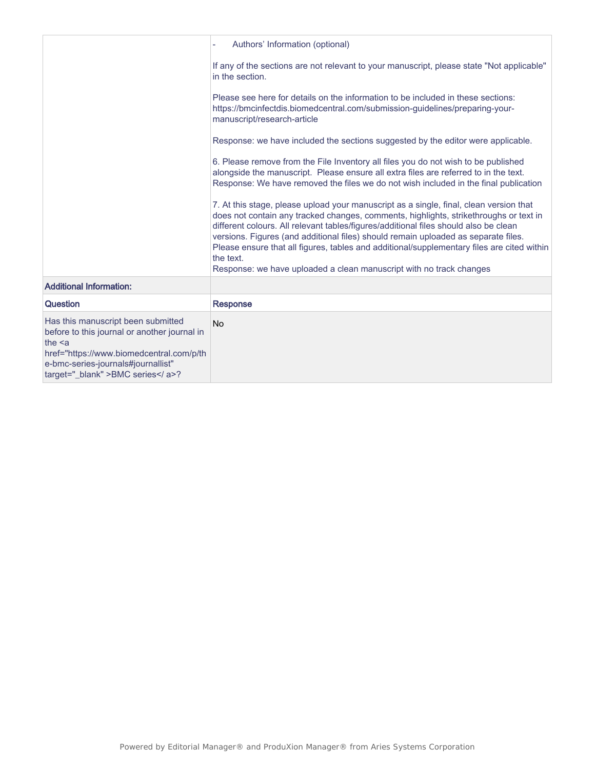| | |
|---|---|
| | - Authors' Information (optional)<br><br>If any of the sections are not relevant to your manuscript, please state "Not applicable" in the section.<br><br>Please see here for details on the information to be included in these sections: https://bmcinfectdis.biomedcentral.com/submission-guidelines/preparing-your-manuscript/research-article<br><br>Response: we have included the sections suggested by the editor were applicable.<br><br>6. Please remove from the File Inventory all files you do not wish to be published alongside the manuscript. Please ensure all extra files are referred to in the text.<br>Response: We have removed the files we do not wish included in the final publication<br><br>7. At this stage, please upload your manuscript as a single, final, clean version that does not contain any tracked changes, comments, highlights, strikethroughs or text in different colours. All relevant tables/figures/additional files should also be clean versions. Figures (and additional files) should remain uploaded as separate files. Please ensure that all figures, tables and additional/supplementary files are cited within the text.<br>Response: we have uploaded a clean manuscript with no track changes |
| **Additional Information:** | |
| **Question** | **Response** |
| Has this manuscript been submitted before to this journal or another journal in the <a href="https://www.biomedcentral.com/p/the-bmc-series-journals#journallist" target="_blank" >BMC series</ a>? | No |

Powered by Editorial Manager® and ProduXion Manager® from Aries Systems Corporation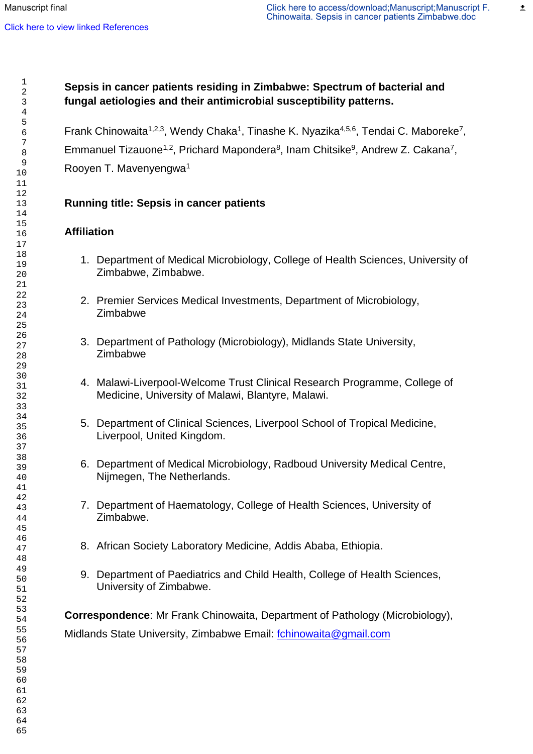**Sepsis in cancer patients residing in Zimbabwe: Spectrum of bacterial and fungal aetiologies and their antimicrobial susceptibility patterns.**

Frank Chinowaita[1,2,3], Wendy Chaka[1], Tinashe K. Nyazika[4,5,6], Tendai C. Maboreke[7], Emmanuel Tizauone[1,2], Prichard Mapondera[8], Inam Chitsike[9], Andrew Z. Cakana[7], Rooyen T. Mavenyengwa[1]

**Running title: Sepsis in cancer patients**

**Affiliation**

1. Department of Medical Microbiology, College of Health Sciences, University of Zimbabwe, Zimbabwe.

2. Premier Services Medical Investments, Department of Microbiology, Zimbabwe

3. Department of Pathology (Microbiology), Midlands State University, Zimbabwe

4. Malawi-Liverpool-Welcome Trust Clinical Research Programme, College of Medicine, University of Malawi, Blantyre, Malawi.

5. Department of Clinical Sciences, Liverpool School of Tropical Medicine, Liverpool, United Kingdom.

6. Department of Medical Microbiology, Radboud University Medical Centre, Nijmegen, The Netherlands.

7. Department of Haematology, College of Health Sciences, University of Zimbabwe.

8. African Society Laboratory Medicine, Addis Ababa, Ethiopia.

9. Department of Paediatrics and Child Health, College of Health Sciences, University of Zimbabwe.

**Correspondence**: Mr Frank Chinowaita, Department of Pathology (Microbiology), Midlands State University, Zimbabwe Email: fchinowaita@gmail.com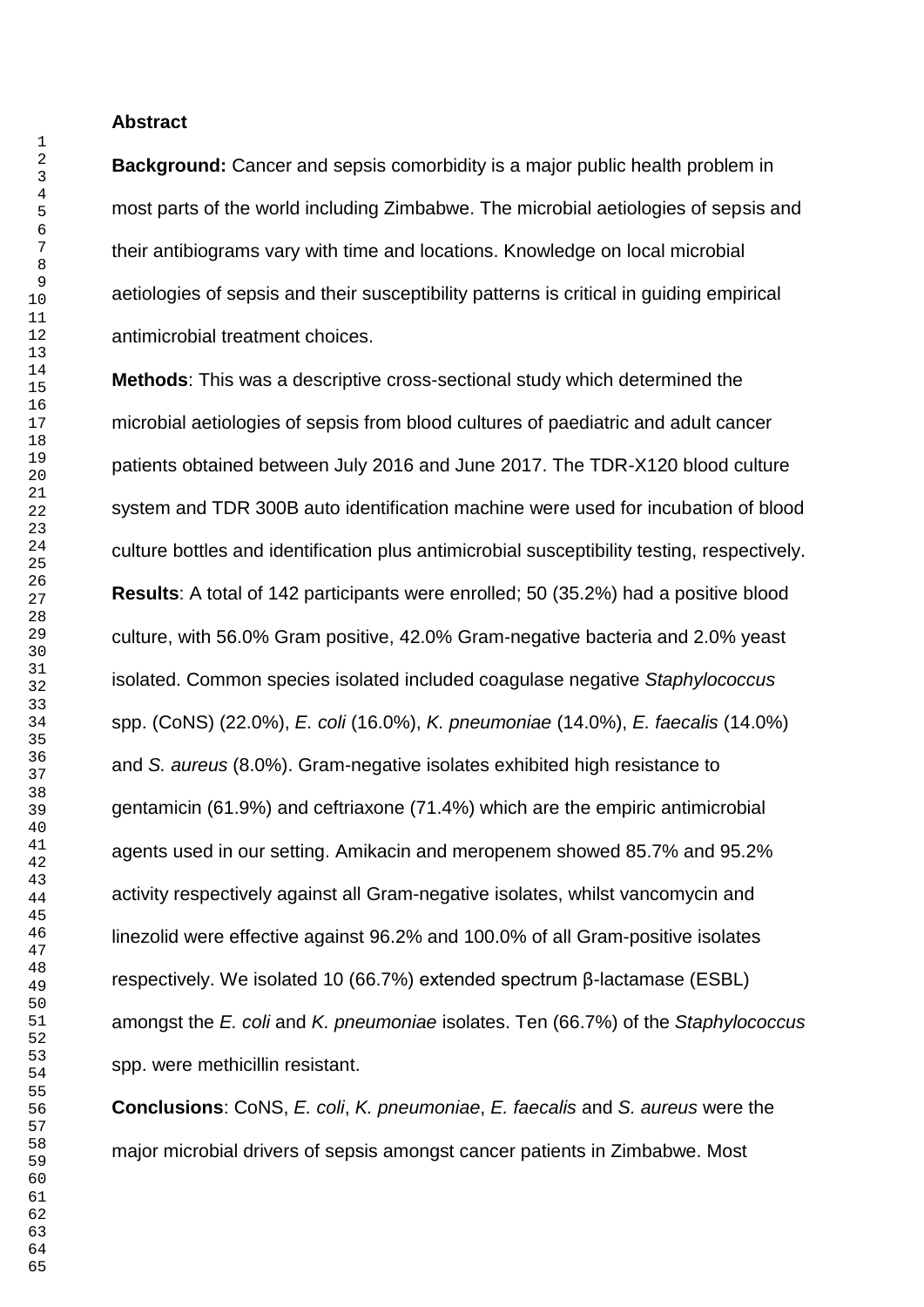**Abstract**

**Background:** Cancer and sepsis comorbidity is a major public health problem in most parts of the world including Zimbabwe. The microbial aetiologies of sepsis and their antibiograms vary with time and locations. Knowledge on local microbial aetiologies of sepsis and their susceptibility patterns is critical in guiding empirical antimicrobial treatment choices.

**Methods**: This was a descriptive cross-sectional study which determined the microbial aetiologies of sepsis from blood cultures of paediatric and adult cancer patients obtained between July 2016 and June 2017. The TDR-X120 blood culture system and TDR 300B auto identification machine were used for incubation of blood culture bottles and identification plus antimicrobial susceptibility testing, respectively.

**Results**: A total of 142 participants were enrolled; 50 (35.2%) had a positive blood culture, with 56.0% Gram positive, 42.0% Gram-negative bacteria and 2.0% yeast isolated. Common species isolated included coagulase negative *Staphylococcus* spp. (CoNS) (22.0%), *E. coli* (16.0%), *K. pneumoniae* (14.0%), *E. faecalis* (14.0%) and *S. aureus* (8.0%). Gram-negative isolates exhibited high resistance to gentamicin (61.9%) and ceftriaxone (71.4%) which are the empiric antimicrobial agents used in our setting. Amikacin and meropenem showed 85.7% and 95.2% activity respectively against all Gram-negative isolates, whilst vancomycin and linezolid were effective against 96.2% and 100.0% of all Gram-positive isolates respectively. We isolated 10 (66.7%) extended spectrum β-lactamase (ESBL) amongst the *E. coli* and *K. pneumoniae* isolates. Ten (66.7%) of the *Staphylococcus* spp. were methicillin resistant.

**Conclusions**: CoNS, *E. coli*, *K. pneumoniae*, *E. faecalis* and *S. aureus* were the major microbial drivers of sepsis amongst cancer patients in Zimbabwe. Most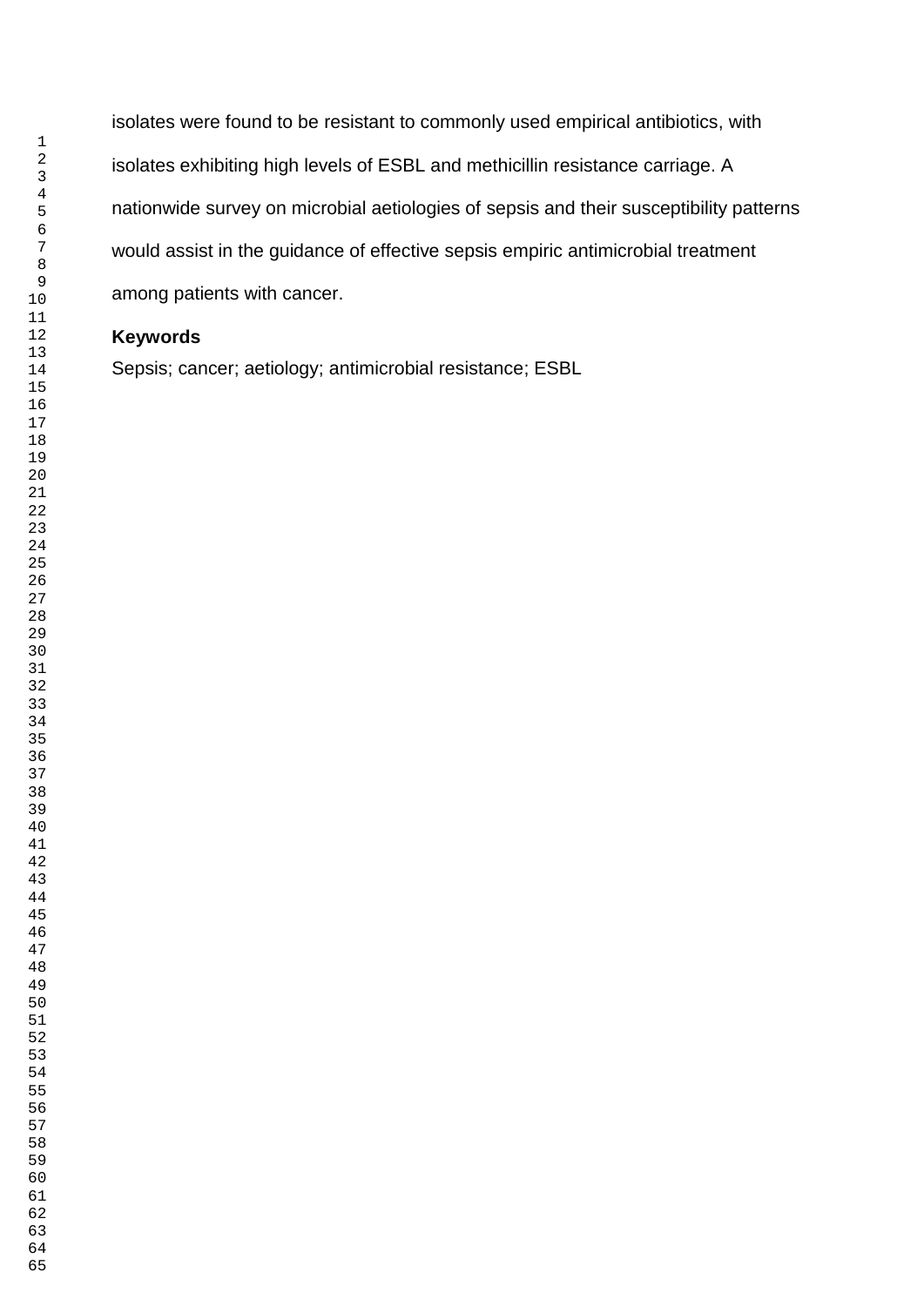isolates were found to be resistant to commonly used empirical antibiotics, with isolates exhibiting high levels of ESBL and methicillin resistance carriage. A nationwide survey on microbial aetiologies of sepsis and their susceptibility patterns would assist in the guidance of effective sepsis empiric antimicrobial treatment among patients with cancer.

**Keywords**

Sepsis; cancer; aetiology; antimicrobial resistance; ESBL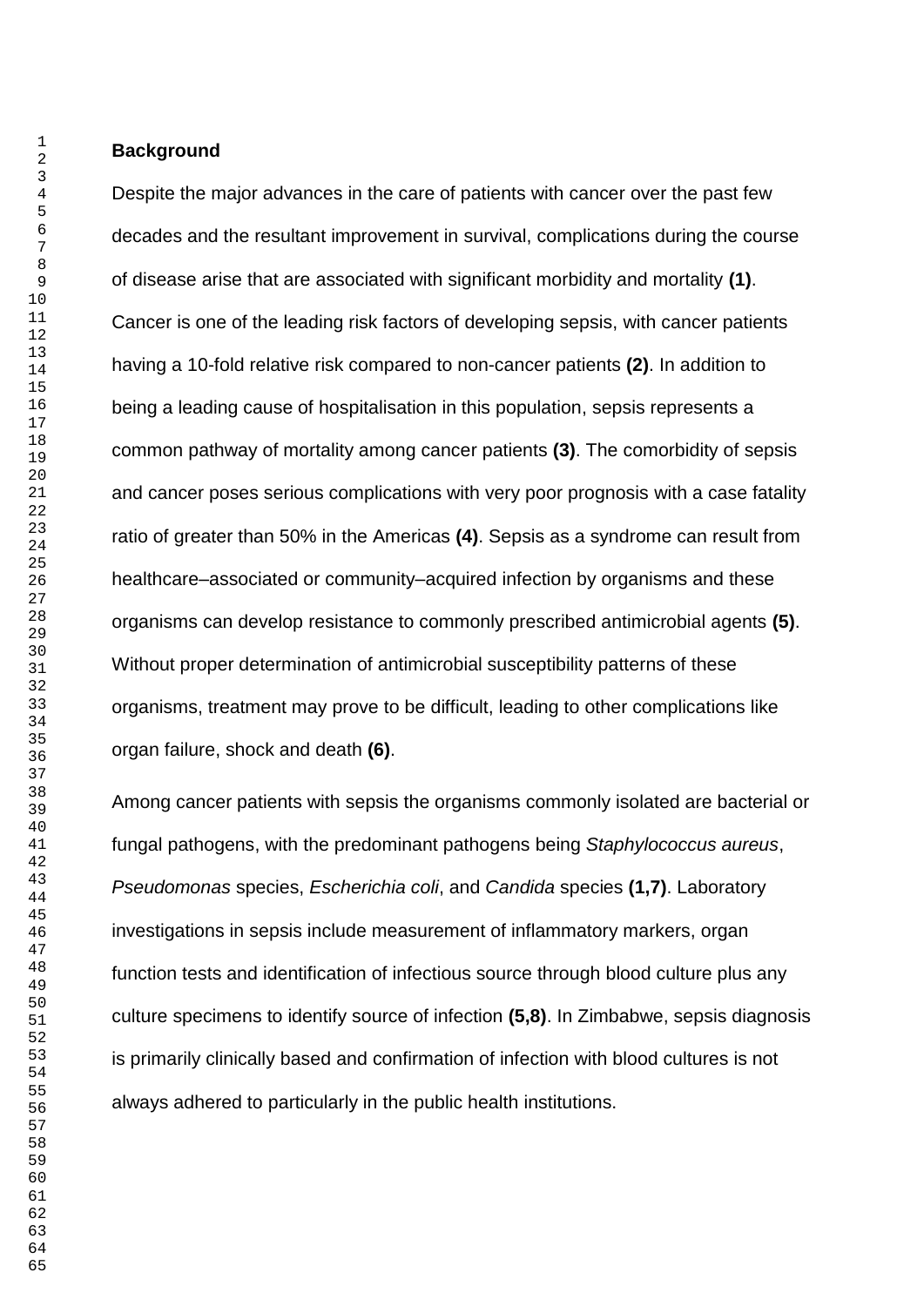## Background

Despite the major advances in the care of patients with cancer over the past few decades and the resultant improvement in survival, complications during the course of disease arise that are associated with significant morbidity and mortality **(1)**. Cancer is one of the leading risk factors of developing sepsis, with cancer patients having a 10-fold relative risk compared to non-cancer patients **(2)**. In addition to being a leading cause of hospitalisation in this population, sepsis represents a common pathway of mortality among cancer patients **(3)**. The comorbidity of sepsis and cancer poses serious complications with very poor prognosis with a case fatality ratio of greater than 50% in the Americas **(4)**. Sepsis as a syndrome can result from healthcare–associated or community–acquired infection by organisms and these organisms can develop resistance to commonly prescribed antimicrobial agents **(5)**. Without proper determination of antimicrobial susceptibility patterns of these organisms, treatment may prove to be difficult, leading to other complications like organ failure, shock and death **(6)**.

Among cancer patients with sepsis the organisms commonly isolated are bacterial or fungal pathogens, with the predominant pathogens being *Staphylococcus aureus*, *Pseudomonas* species, *Escherichia coli*, and *Candida* species **(1,7)**. Laboratory investigations in sepsis include measurement of inflammatory markers, organ function tests and identification of infectious source through blood culture plus any culture specimens to identify source of infection **(5,8)**. In Zimbabwe, sepsis diagnosis is primarily clinically based and confirmation of infection with blood cultures is not always adhered to particularly in the public health institutions.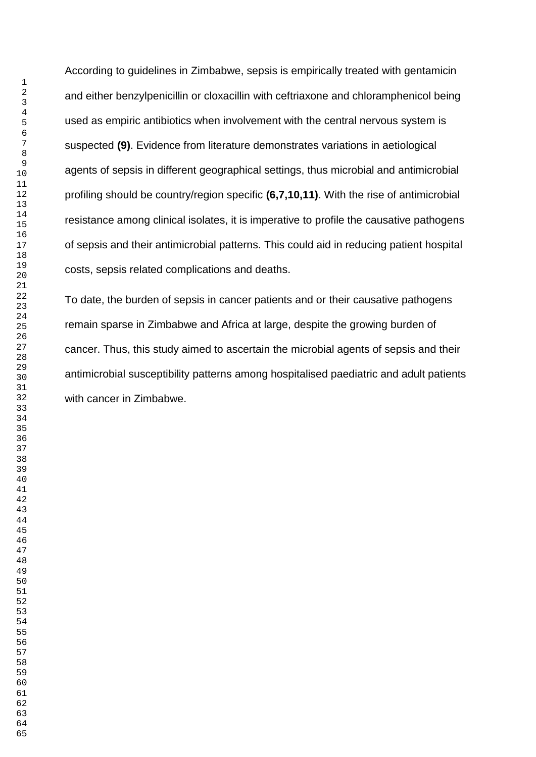According to guidelines in Zimbabwe, sepsis is empirically treated with gentamicin and either benzylpenicillin or cloxacillin with ceftriaxone and chloramphenicol being used as empiric antibiotics when involvement with the central nervous system is suspected **(9)**. Evidence from literature demonstrates variations in aetiological agents of sepsis in different geographical settings, thus microbial and antimicrobial profiling should be country/region specific **(6,7,10,11)**. With the rise of antimicrobial resistance among clinical isolates, it is imperative to profile the causative pathogens of sepsis and their antimicrobial patterns. This could aid in reducing patient hospital costs, sepsis related complications and deaths.

To date, the burden of sepsis in cancer patients and or their causative pathogens remain sparse in Zimbabwe and Africa at large, despite the growing burden of cancer. Thus, this study aimed to ascertain the microbial agents of sepsis and their antimicrobial susceptibility patterns among hospitalised paediatric and adult patients with cancer in Zimbabwe.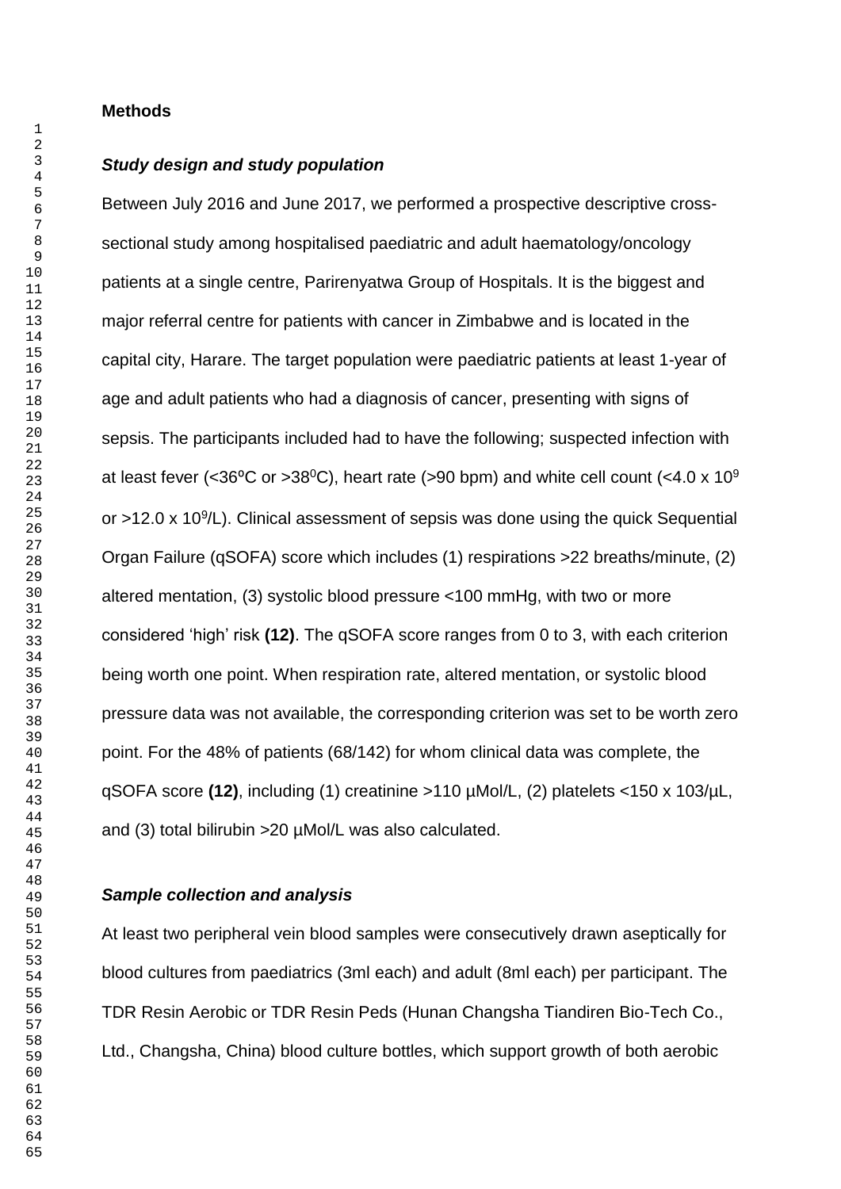## Methods

### *Study design and study population*

Between July 2016 and June 2017, we performed a prospective descriptive cross-sectional study among hospitalised paediatric and adult haematology/oncology patients at a single centre, Parirenyatwa Group of Hospitals. It is the biggest and major referral centre for patients with cancer in Zimbabwe and is located in the capital city, Harare. The target population were paediatric patients at least 1-year of age and adult patients who had a diagnosis of cancer, presenting with signs of sepsis. The participants included had to have the following; suspected infection with at least fever (<36ºC or >38$^0$C), heart rate (>90 bpm) and white cell count (<4.0 x $10^9$ or >12.0 x $10^9$/L). Clinical assessment of sepsis was done using the quick Sequential Organ Failure (qSOFA) score which includes (1) respirations >22 breaths/minute, (2) altered mentation, (3) systolic blood pressure <100 mmHg, with two or more considered 'high' risk **(12)**. The qSOFA score ranges from 0 to 3, with each criterion being worth one point. When respiration rate, altered mentation, or systolic blood pressure data was not available, the corresponding criterion was set to be worth zero point. For the 48% of patients (68/142) for whom clinical data was complete, the qSOFA score **(12)**, including (1) creatinine >110 µMol/L, (2) platelets <150 x 103/µL, and (3) total bilirubin >20 µMol/L was also calculated.

### *Sample collection and analysis*

At least two peripheral vein blood samples were consecutively drawn aseptically for blood cultures from paediatrics (3ml each) and adult (8ml each) per participant. The TDR Resin Aerobic or TDR Resin Peds (Hunan Changsha Tiandiren Bio-Tech Co., Ltd., Changsha, China) blood culture bottles, which support growth of both aerobic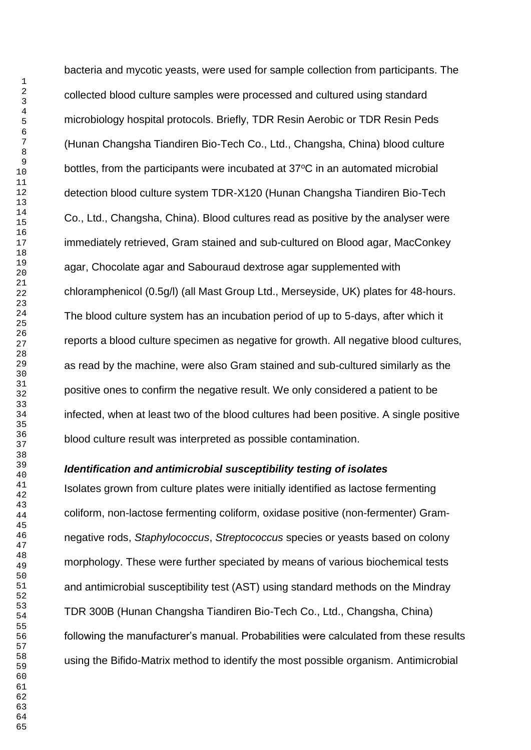bacteria and mycotic yeasts, were used for sample collection from participants. The collected blood culture samples were processed and cultured using standard microbiology hospital protocols. Briefly, TDR Resin Aerobic or TDR Resin Peds (Hunan Changsha Tiandiren Bio-Tech Co., Ltd., Changsha, China) blood culture bottles, from the participants were incubated at 37ºC in an automated microbial detection blood culture system TDR-X120 (Hunan Changsha Tiandiren Bio-Tech Co., Ltd., Changsha, China). Blood cultures read as positive by the analyser were immediately retrieved, Gram stained and sub-cultured on Blood agar, MacConkey agar, Chocolate agar and Sabouraud dextrose agar supplemented with chloramphenicol (0.5g/l) (all Mast Group Ltd., Merseyside, UK) plates for 48-hours. The blood culture system has an incubation period of up to 5-days, after which it reports a blood culture specimen as negative for growth. All negative blood cultures, as read by the machine, were also Gram stained and sub-cultured similarly as the positive ones to confirm the negative result. We only considered a patient to be infected, when at least two of the blood cultures had been positive. A single positive blood culture result was interpreted as possible contamination.

***Identification and antimicrobial susceptibility testing of isolates***

Isolates grown from culture plates were initially identified as lactose fermenting coliform, non-lactose fermenting coliform, oxidase positive (non-fermenter) Gram-negative rods, *Staphylococcus*, *Streptococcus* species or yeasts based on colony morphology. These were further speciated by means of various biochemical tests and antimicrobial susceptibility test (AST) using standard methods on the Mindray TDR 300B (Hunan Changsha Tiandiren Bio-Tech Co., Ltd., Changsha, China) following the manufacturer's manual. Probabilities were calculated from these results using the Bifido-Matrix method to identify the most possible organism. Antimicrobial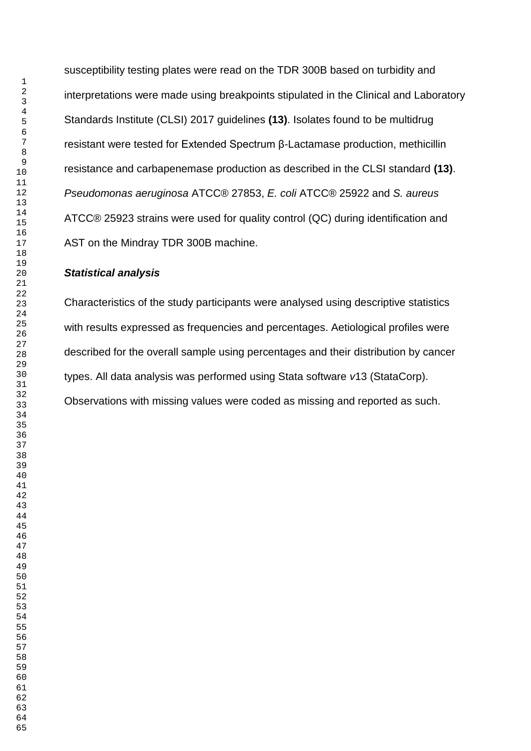susceptibility testing plates were read on the TDR 300B based on turbidity and interpretations were made using breakpoints stipulated in the Clinical and Laboratory Standards Institute (CLSI) 2017 guidelines **(13)**. Isolates found to be multidrug resistant were tested for Extended Spectrum β-Lactamase production, methicillin resistance and carbapenemase production as described in the CLSI standard **(13)**. *Pseudomonas aeruginosa* ATCC® 27853, *E. coli* ATCC® 25922 and *S. aureus* ATCC® 25923 strains were used for quality control (QC) during identification and AST on the Mindray TDR 300B machine.

***Statistical analysis***

Characteristics of the study participants were analysed using descriptive statistics with results expressed as frequencies and percentages. Aetiological profiles were described for the overall sample using percentages and their distribution by cancer types. All data analysis was performed using Stata software *v*13 (StataCorp). Observations with missing values were coded as missing and reported as such.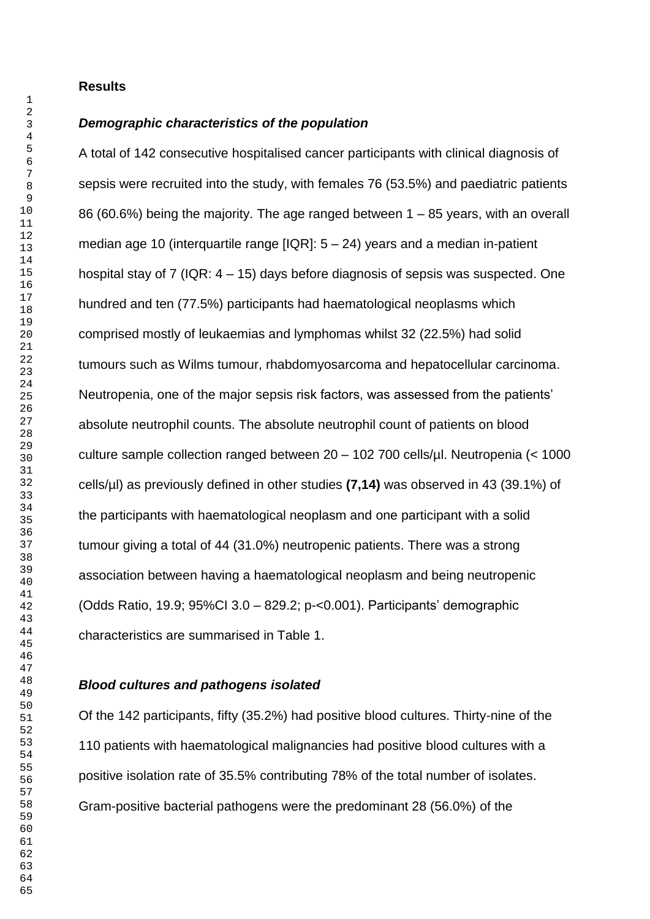## Results

### *Demographic characteristics of the population*

A total of 142 consecutive hospitalised cancer participants with clinical diagnosis of sepsis were recruited into the study, with females 76 (53.5%) and paediatric patients 86 (60.6%) being the majority. The age ranged between 1 – 85 years, with an overall median age 10 (interquartile range [IQR]: 5 – 24) years and a median in-patient hospital stay of 7 (IQR: 4 – 15) days before diagnosis of sepsis was suspected. One hundred and ten (77.5%) participants had haematological neoplasms which comprised mostly of leukaemias and lymphomas whilst 32 (22.5%) had solid tumours such as Wilms tumour, rhabdomyosarcoma and hepatocellular carcinoma. Neutropenia, one of the major sepsis risk factors, was assessed from the patients' absolute neutrophil counts. The absolute neutrophil count of patients on blood culture sample collection ranged between 20 – 102 700 cells/µl. Neutropenia (< 1000 cells/µl) as previously defined in other studies **(7,14)** was observed in 43 (39.1%) of the participants with haematological neoplasm and one participant with a solid tumour giving a total of 44 (31.0%) neutropenic patients. There was a strong association between having a haematological neoplasm and being neutropenic (Odds Ratio, 19.9; 95%CI 3.0 – 829.2; p-<0.001). Participants' demographic characteristics are summarised in Table 1.

### *Blood cultures and pathogens isolated*

Of the 142 participants, fifty (35.2%) had positive blood cultures. Thirty-nine of the 110 patients with haematological malignancies had positive blood cultures with a positive isolation rate of 35.5% contributing 78% of the total number of isolates. Gram-positive bacterial pathogens were the predominant 28 (56.0%) of the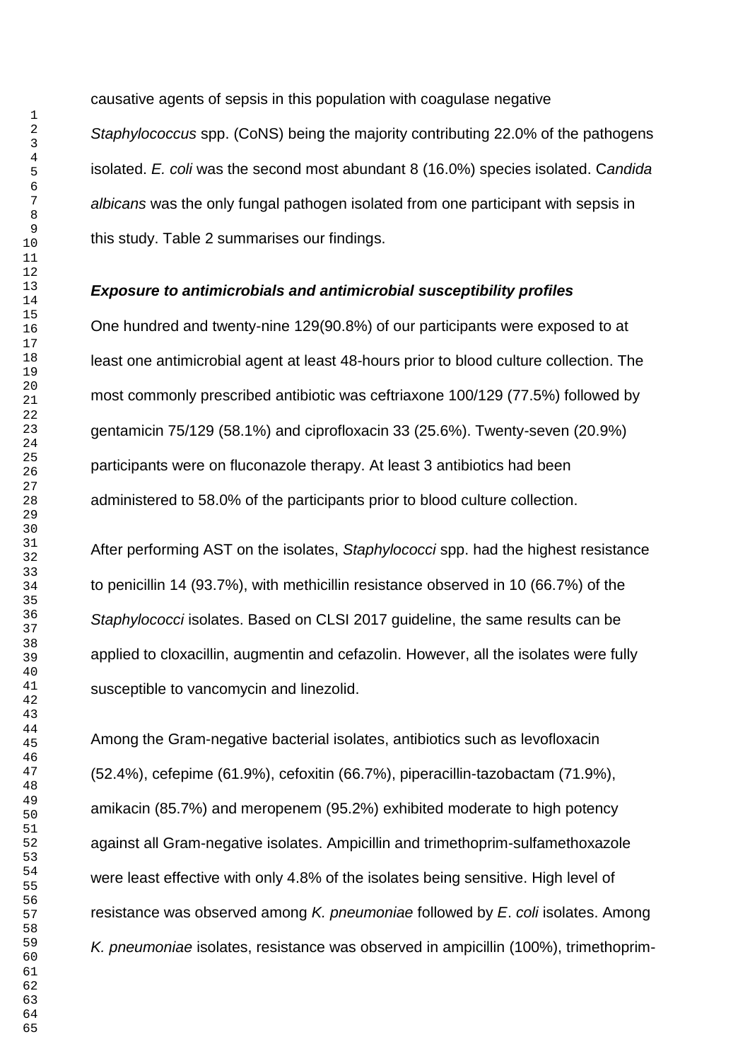causative agents of sepsis in this population with coagulase negative *Staphylococcus* spp. (CoNS) being the majority contributing 22.0% of the pathogens isolated. *E. coli* was the second most abundant 8 (16.0%) species isolated. C*andida albicans* was the only fungal pathogen isolated from one participant with sepsis in this study. Table 2 summarises our findings.

### ***Exposure to antimicrobials and antimicrobial susceptibility profiles***

One hundred and twenty-nine 129(90.8%) of our participants were exposed to at least one antimicrobial agent at least 48-hours prior to blood culture collection. The most commonly prescribed antibiotic was ceftriaxone 100/129 (77.5%) followed by gentamicin 75/129 (58.1%) and ciprofloxacin 33 (25.6%). Twenty-seven (20.9%) participants were on fluconazole therapy. At least 3 antibiotics had been administered to 58.0% of the participants prior to blood culture collection.

After performing AST on the isolates, *Staphylococci* spp. had the highest resistance to penicillin 14 (93.7%), with methicillin resistance observed in 10 (66.7%) of the *Staphylococci* isolates. Based on CLSI 2017 guideline, the same results can be applied to cloxacillin, augmentin and cefazolin. However, all the isolates were fully susceptible to vancomycin and linezolid.

Among the Gram-negative bacterial isolates, antibiotics such as levofloxacin (52.4%), cefepime (61.9%), cefoxitin (66.7%), piperacillin-tazobactam (71.9%), amikacin (85.7%) and meropenem (95.2%) exhibited moderate to high potency against all Gram-negative isolates. Ampicillin and trimethoprim-sulfamethoxazole were least effective with only 4.8% of the isolates being sensitive. High level of resistance was observed among *K. pneumoniae* followed by *E*. *coli* isolates. Among *K. pneumoniae* isolates, resistance was observed in ampicillin (100%), trimethoprim-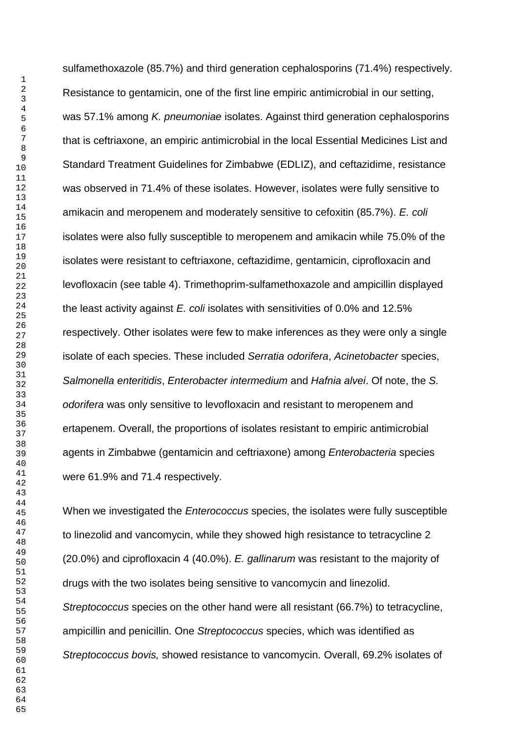sulfamethoxazole (85.7%) and third generation cephalosporins (71.4%) respectively. Resistance to gentamicin, one of the first line empiric antimicrobial in our setting, was 57.1% among *K. pneumoniae* isolates. Against third generation cephalosporins that is ceftriaxone, an empiric antimicrobial in the local Essential Medicines List and Standard Treatment Guidelines for Zimbabwe (EDLIZ), and ceftazidime, resistance was observed in 71.4% of these isolates. However, isolates were fully sensitive to amikacin and meropenem and moderately sensitive to cefoxitin (85.7%). *E. coli* isolates were also fully susceptible to meropenem and amikacin while 75.0% of the isolates were resistant to ceftriaxone, ceftazidime, gentamicin, ciprofloxacin and levofloxacin (see table 4). Trimethoprim-sulfamethoxazole and ampicillin displayed the least activity against *E. coli* isolates with sensitivities of 0.0% and 12.5% respectively. Other isolates were few to make inferences as they were only a single isolate of each species. These included *Serratia odorifera*, *Acinetobacter* species, *Salmonella enteritidis*, *Enterobacter intermedium* and *Hafnia alvei*. Of note, the *S. odorifera* was only sensitive to levofloxacin and resistant to meropenem and ertapenem. Overall, the proportions of isolates resistant to empiric antimicrobial agents in Zimbabwe (gentamicin and ceftriaxone) among *Enterobacteria* species were 61.9% and 71.4 respectively.

When we investigated the *Enterococcus* species, the isolates were fully susceptible to linezolid and vancomycin, while they showed high resistance to tetracycline 2 (20.0%) and ciprofloxacin 4 (40.0%). *E. gallinarum* was resistant to the majority of drugs with the two isolates being sensitive to vancomycin and linezolid. *Streptococcus* species on the other hand were all resistant (66.7%) to tetracycline, ampicillin and penicillin. One *Streptococcus* species, which was identified as *Streptococcus bovis,* showed resistance to vancomycin. Overall, 69.2% isolates of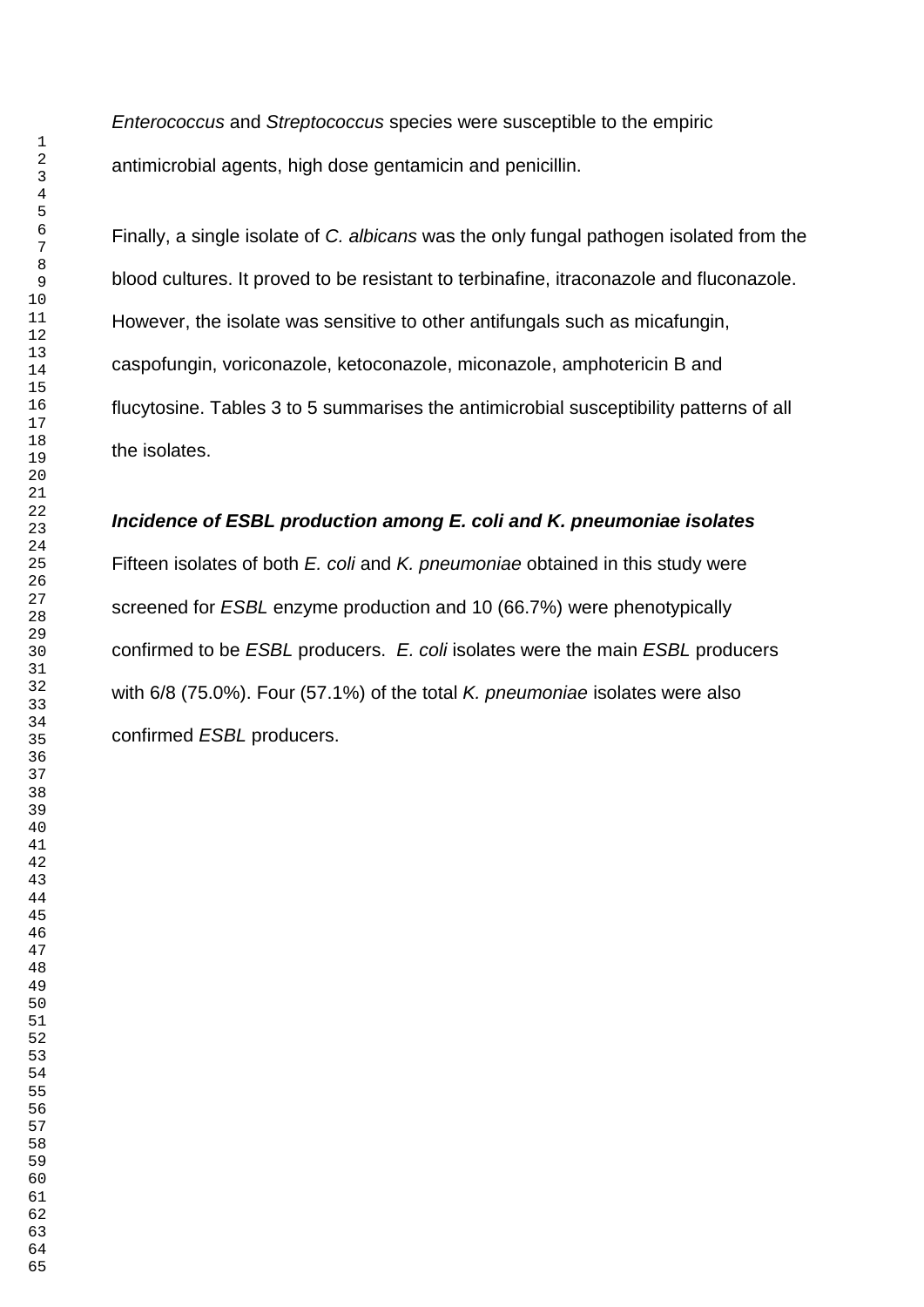*Enterococcus* and *Streptococcus* species were susceptible to the empiric antimicrobial agents, high dose gentamicin and penicillin.

Finally, a single isolate of *C. albicans* was the only fungal pathogen isolated from the blood cultures. It proved to be resistant to terbinafine, itraconazole and fluconazole. However, the isolate was sensitive to other antifungals such as micafungin, caspofungin, voriconazole, ketoconazole, miconazole, amphotericin B and flucytosine. Tables 3 to 5 summarises the antimicrobial susceptibility patterns of all the isolates.

***Incidence of ESBL production among E. coli and K. pneumoniae isolates***

Fifteen isolates of both *E. coli* and *K. pneumoniae* obtained in this study were screened for *ESBL* enzyme production and 10 (66.7%) were phenotypically confirmed to be *ESBL* producers. *E. coli* isolates were the main *ESBL* producers with 6/8 (75.0%). Four (57.1%) of the total *K. pneumoniae* isolates were also confirmed *ESBL* producers.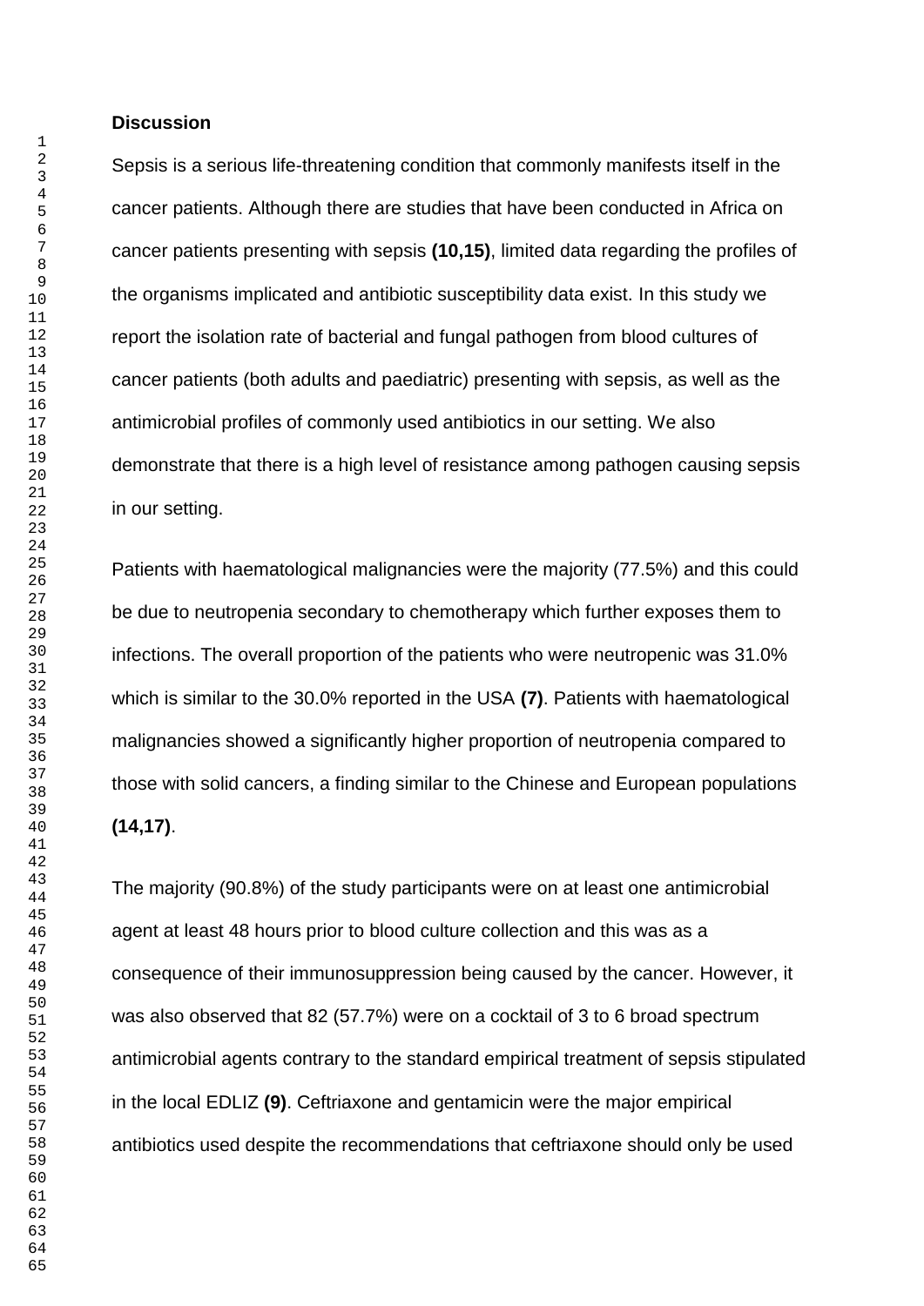## Discussion

Sepsis is a serious life-threatening condition that commonly manifests itself in the cancer patients. Although there are studies that have been conducted in Africa on cancer patients presenting with sepsis **(10,15)**, limited data regarding the profiles of the organisms implicated and antibiotic susceptibility data exist. In this study we report the isolation rate of bacterial and fungal pathogen from blood cultures of cancer patients (both adults and paediatric) presenting with sepsis, as well as the antimicrobial profiles of commonly used antibiotics in our setting. We also demonstrate that there is a high level of resistance among pathogen causing sepsis in our setting.

Patients with haematological malignancies were the majority (77.5%) and this could be due to neutropenia secondary to chemotherapy which further exposes them to infections. The overall proportion of the patients who were neutropenic was 31.0% which is similar to the 30.0% reported in the USA **(7)**. Patients with haematological malignancies showed a significantly higher proportion of neutropenia compared to those with solid cancers, a finding similar to the Chinese and European populations **(14,17)**.

The majority (90.8%) of the study participants were on at least one antimicrobial agent at least 48 hours prior to blood culture collection and this was as a consequence of their immunosuppression being caused by the cancer. However, it was also observed that 82 (57.7%) were on a cocktail of 3 to 6 broad spectrum antimicrobial agents contrary to the standard empirical treatment of sepsis stipulated in the local EDLIZ **(9)**. Ceftriaxone and gentamicin were the major empirical antibiotics used despite the recommendations that ceftriaxone should only be used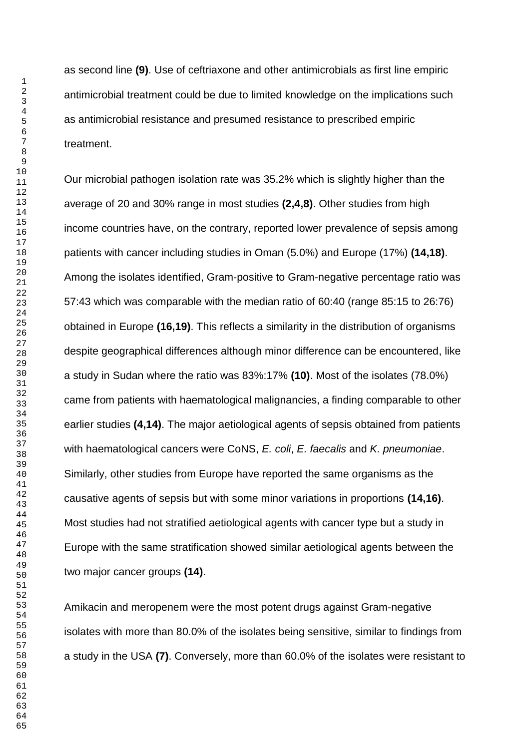as second line **(9)**. Use of ceftriaxone and other antimicrobials as first line empiric antimicrobial treatment could be due to limited knowledge on the implications such as antimicrobial resistance and presumed resistance to prescribed empiric treatment.

Our microbial pathogen isolation rate was 35.2% which is slightly higher than the average of 20 and 30% range in most studies **(2,4,8)**. Other studies from high income countries have, on the contrary, reported lower prevalence of sepsis among patients with cancer including studies in Oman (5.0%) and Europe (17%) **(14,18)**. Among the isolates identified, Gram-positive to Gram-negative percentage ratio was 57:43 which was comparable with the median ratio of 60:40 (range 85:15 to 26:76) obtained in Europe **(16,19)**. This reflects a similarity in the distribution of organisms despite geographical differences although minor difference can be encountered, like a study in Sudan where the ratio was 83%:17% **(10)**. Most of the isolates (78.0%) came from patients with haematological malignancies, a finding comparable to other earlier studies **(4,14)**. The major aetiological agents of sepsis obtained from patients with haematological cancers were CoNS, *E. coli*, *E. faecalis* and *K. pneumoniae*. Similarly, other studies from Europe have reported the same organisms as the causative agents of sepsis but with some minor variations in proportions **(14,16)**. Most studies had not stratified aetiological agents with cancer type but a study in Europe with the same stratification showed similar aetiological agents between the two major cancer groups **(14)**.

Amikacin and meropenem were the most potent drugs against Gram-negative isolates with more than 80.0% of the isolates being sensitive, similar to findings from a study in the USA **(7)**. Conversely, more than 60.0% of the isolates were resistant to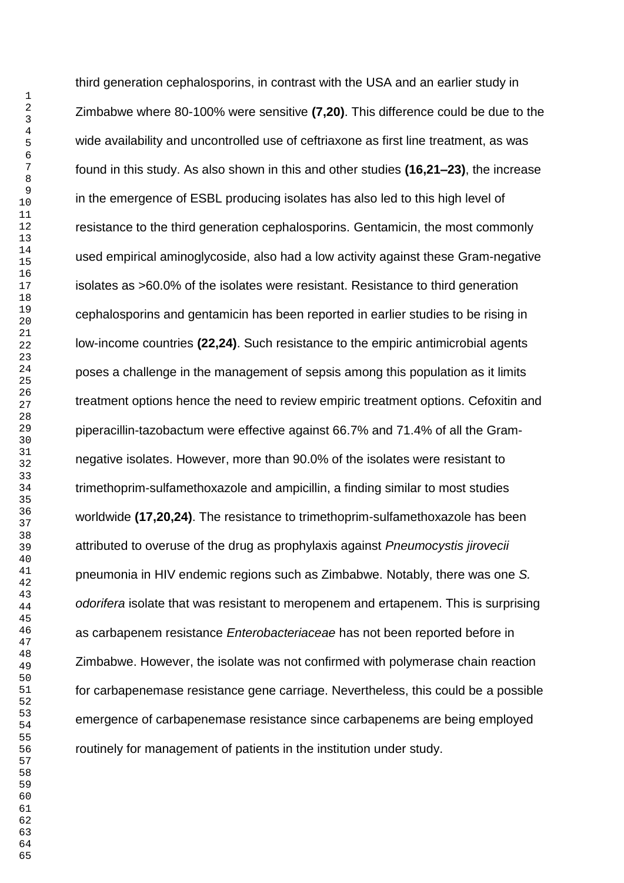third generation cephalosporins, in contrast with the USA and an earlier study in Zimbabwe where 80-100% were sensitive **(7,20)**. This difference could be due to the wide availability and uncontrolled use of ceftriaxone as first line treatment, as was found in this study. As also shown in this and other studies **(16,21–23)**, the increase in the emergence of ESBL producing isolates has also led to this high level of resistance to the third generation cephalosporins. Gentamicin, the most commonly used empirical aminoglycoside, also had a low activity against these Gram-negative isolates as >60.0% of the isolates were resistant. Resistance to third generation cephalosporins and gentamicin has been reported in earlier studies to be rising in low-income countries **(22,24)**. Such resistance to the empiric antimicrobial agents poses a challenge in the management of sepsis among this population as it limits treatment options hence the need to review empiric treatment options. Cefoxitin and piperacillin-tazobactum were effective against 66.7% and 71.4% of all the Gram-negative isolates. However, more than 90.0% of the isolates were resistant to trimethoprim-sulfamethoxazole and ampicillin, a finding similar to most studies worldwide **(17,20,24)**. The resistance to trimethoprim-sulfamethoxazole has been attributed to overuse of the drug as prophylaxis against *Pneumocystis jirovecii* pneumonia in HIV endemic regions such as Zimbabwe. Notably, there was one *S. odorifera* isolate that was resistant to meropenem and ertapenem. This is surprising as carbapenem resistance *Enterobacteriaceae* has not been reported before in Zimbabwe. However, the isolate was not confirmed with polymerase chain reaction for carbapenemase resistance gene carriage. Nevertheless, this could be a possible emergence of carbapenemase resistance since carbapenems are being employed routinely for management of patients in the institution under study.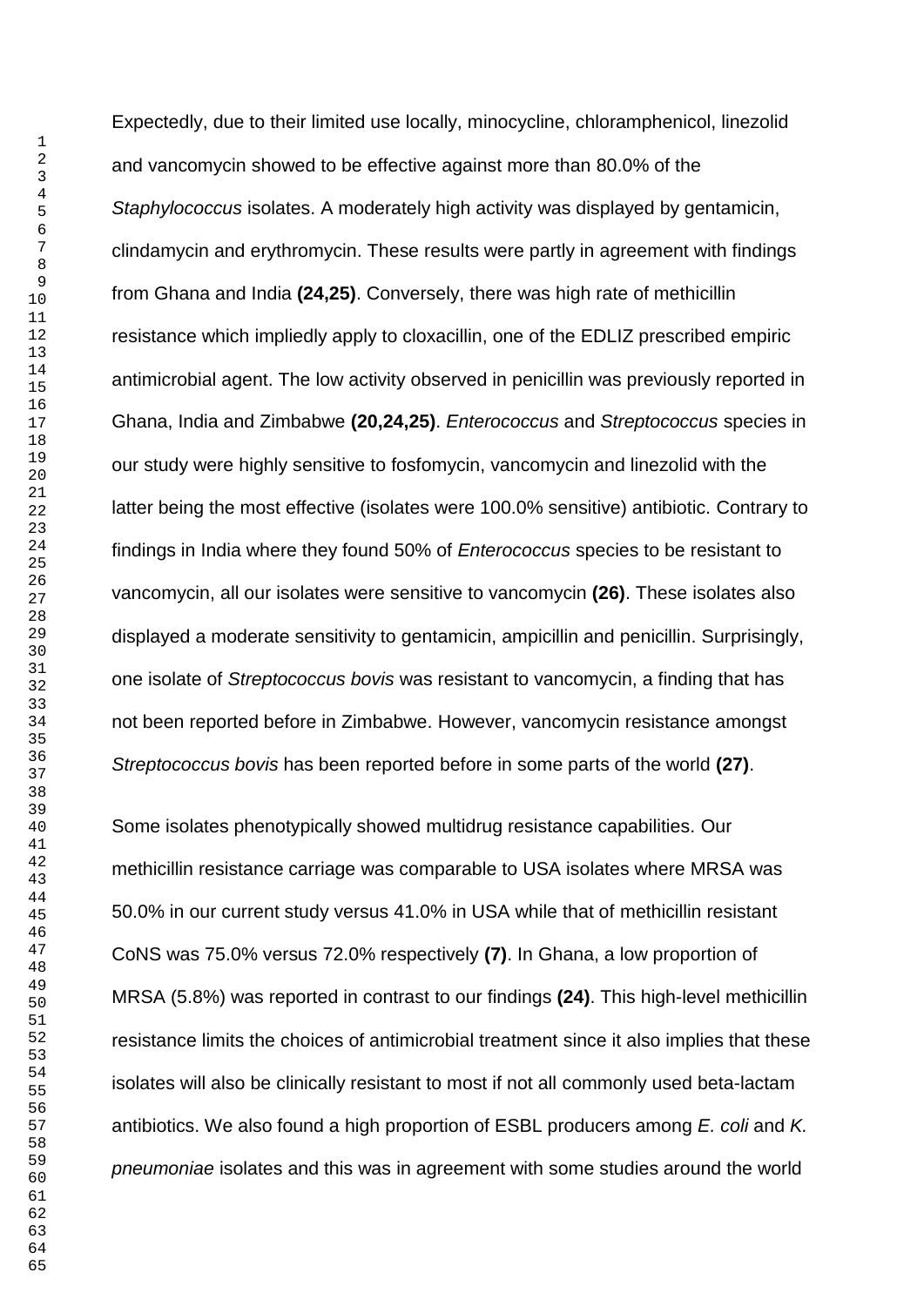Expectedly, due to their limited use locally, minocycline, chloramphenicol, linezolid and vancomycin showed to be effective against more than 80.0% of the *Staphylococcus* isolates. A moderately high activity was displayed by gentamicin, clindamycin and erythromycin. These results were partly in agreement with findings from Ghana and India **(24,25)**. Conversely, there was high rate of methicillin resistance which impliedly apply to cloxacillin, one of the EDLIZ prescribed empiric antimicrobial agent. The low activity observed in penicillin was previously reported in Ghana, India and Zimbabwe **(20,24,25)**. *Enterococcus* and *Streptococcus* species in our study were highly sensitive to fosfomycin, vancomycin and linezolid with the latter being the most effective (isolates were 100.0% sensitive) antibiotic. Contrary to findings in India where they found 50% of *Enterococcus* species to be resistant to vancomycin, all our isolates were sensitive to vancomycin **(26)**. These isolates also displayed a moderate sensitivity to gentamicin, ampicillin and penicillin. Surprisingly, one isolate of *Streptococcus bovis* was resistant to vancomycin, a finding that has not been reported before in Zimbabwe. However, vancomycin resistance amongst *Streptococcus bovis* has been reported before in some parts of the world **(27)**.

Some isolates phenotypically showed multidrug resistance capabilities. Our methicillin resistance carriage was comparable to USA isolates where MRSA was 50.0% in our current study versus 41.0% in USA while that of methicillin resistant CoNS was 75.0% versus 72.0% respectively **(7)**. In Ghana, a low proportion of MRSA (5.8%) was reported in contrast to our findings **(24)**. This high-level methicillin resistance limits the choices of antimicrobial treatment since it also implies that these isolates will also be clinically resistant to most if not all commonly used beta-lactam antibiotics. We also found a high proportion of ESBL producers among *E. coli* and *K. pneumoniae* isolates and this was in agreement with some studies around the world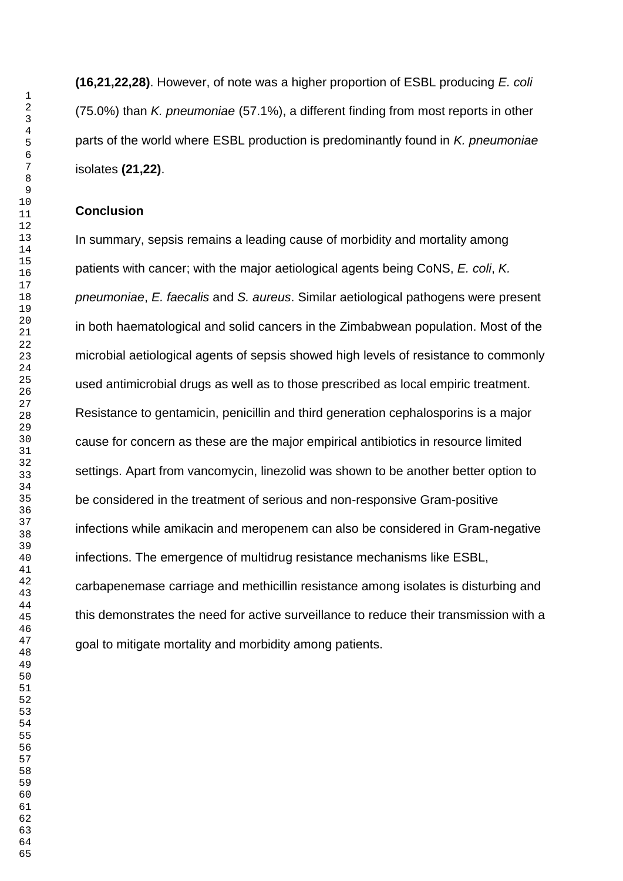**(16,21,22,28)**. However, of note was a higher proportion of ESBL producing *E. coli* (75.0%) than *K. pneumoniae* (57.1%), a different finding from most reports in other parts of the world where ESBL production is predominantly found in *K. pneumoniae* isolates **(21,22)**.

## Conclusion

In summary, sepsis remains a leading cause of morbidity and mortality among patients with cancer; with the major aetiological agents being CoNS, *E. coli*, *K. pneumoniae*, *E. faecalis* and *S. aureus*. Similar aetiological pathogens were present in both haematological and solid cancers in the Zimbabwean population. Most of the microbial aetiological agents of sepsis showed high levels of resistance to commonly used antimicrobial drugs as well as to those prescribed as local empiric treatment. Resistance to gentamicin, penicillin and third generation cephalosporins is a major cause for concern as these are the major empirical antibiotics in resource limited settings. Apart from vancomycin, linezolid was shown to be another better option to be considered in the treatment of serious and non-responsive Gram-positive infections while amikacin and meropenem can also be considered in Gram-negative infections. The emergence of multidrug resistance mechanisms like ESBL, carbapenemase carriage and methicillin resistance among isolates is disturbing and this demonstrates the need for active surveillance to reduce their transmission with a goal to mitigate mortality and morbidity among patients.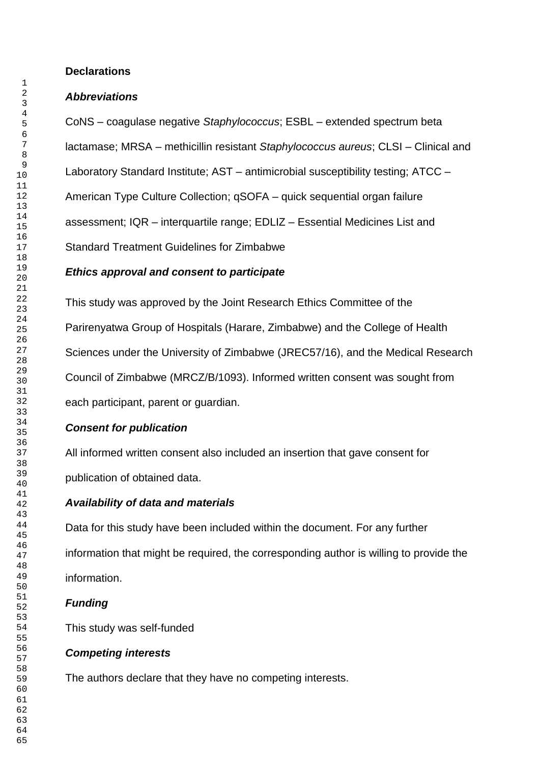## Declarations

### *Abbreviations*

CoNS – coagulase negative *Staphylococcus*; ESBL – extended spectrum beta lactamase; MRSA – methicillin resistant *Staphylococcus aureus*; CLSI – Clinical and Laboratory Standard Institute; AST – antimicrobial susceptibility testing; ATCC – American Type Culture Collection; qSOFA – quick sequential organ failure assessment; IQR – interquartile range; EDLIZ – Essential Medicines List and Standard Treatment Guidelines for Zimbabwe

### *Ethics approval and consent to participate*

This study was approved by the Joint Research Ethics Committee of the Parirenyatwa Group of Hospitals (Harare, Zimbabwe) and the College of Health Sciences under the University of Zimbabwe (JREC57/16), and the Medical Research Council of Zimbabwe (MRCZ/B/1093). Informed written consent was sought from each participant, parent or guardian.

### *Consent for publication*

All informed written consent also included an insertion that gave consent for publication of obtained data.

### *Availability of data and materials*

Data for this study have been included within the document. For any further information that might be required, the corresponding author is willing to provide the information.

### *Funding*

This study was self-funded

### *Competing interests*

The authors declare that they have no competing interests.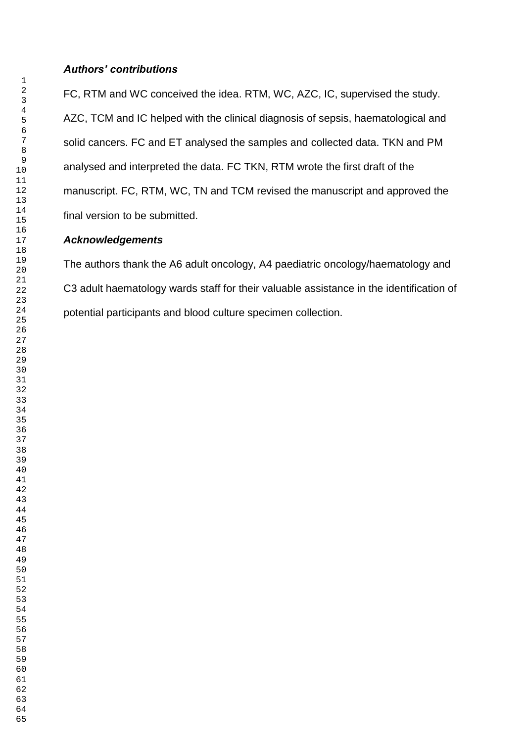***Authors' contributions***

FC, RTM and WC conceived the idea. RTM, WC, AZC, IC, supervised the study. AZC, TCM and IC helped with the clinical diagnosis of sepsis, haematological and solid cancers. FC and ET analysed the samples and collected data. TKN and PM analysed and interpreted the data. FC TKN, RTM wrote the first draft of the manuscript. FC, RTM, WC, TN and TCM revised the manuscript and approved the final version to be submitted.

***Acknowledgements***

The authors thank the A6 adult oncology, A4 paediatric oncology/haematology and C3 adult haematology wards staff for their valuable assistance in the identification of potential participants and blood culture specimen collection.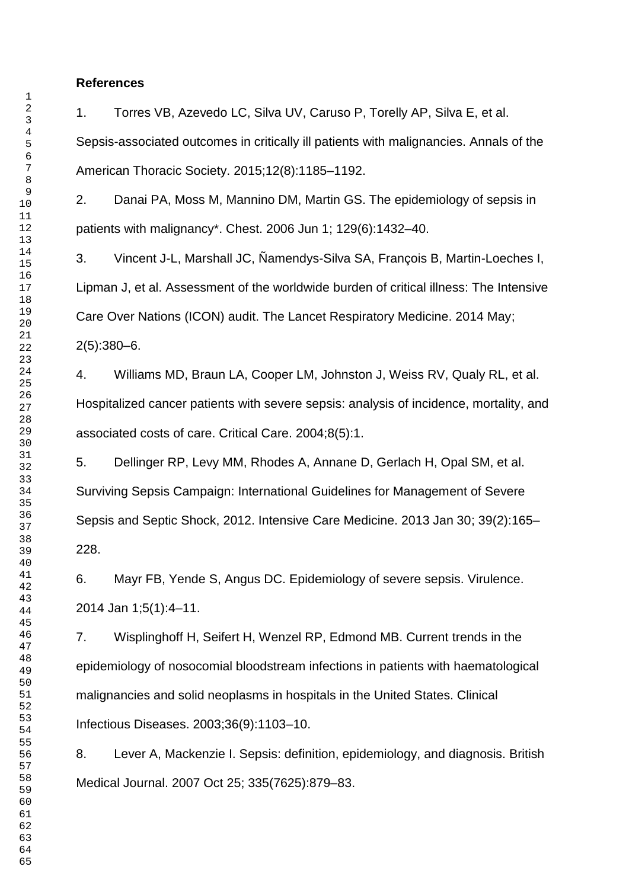**References**

1. Torres VB, Azevedo LC, Silva UV, Caruso P, Torelly AP, Silva E, et al. Sepsis-associated outcomes in critically ill patients with malignancies. Annals of the American Thoracic Society. 2015;12(8):1185–1192.

2. Danai PA, Moss M, Mannino DM, Martin GS. The epidemiology of sepsis in patients with malignancy*. Chest. 2006 Jun 1; 129(6):1432–40.

3. Vincent J-L, Marshall JC, Ñamendys-Silva SA, François B, Martin-Loeches I, Lipman J, et al. Assessment of the worldwide burden of critical illness: The Intensive Care Over Nations (ICON) audit. The Lancet Respiratory Medicine. 2014 May; 2(5):380–6.

4. Williams MD, Braun LA, Cooper LM, Johnston J, Weiss RV, Qualy RL, et al. Hospitalized cancer patients with severe sepsis: analysis of incidence, mortality, and associated costs of care. Critical Care. 2004;8(5):1.

5. Dellinger RP, Levy MM, Rhodes A, Annane D, Gerlach H, Opal SM, et al. Surviving Sepsis Campaign: International Guidelines for Management of Severe Sepsis and Septic Shock, 2012. Intensive Care Medicine. 2013 Jan 30; 39(2):165–228.

6. Mayr FB, Yende S, Angus DC. Epidemiology of severe sepsis. Virulence. 2014 Jan 1;5(1):4–11.

7. Wisplinghoff H, Seifert H, Wenzel RP, Edmond MB. Current trends in the epidemiology of nosocomial bloodstream infections in patients with haematological malignancies and solid neoplasms in hospitals in the United States. Clinical Infectious Diseases. 2003;36(9):1103–10.

8. Lever A, Mackenzie I. Sepsis: definition, epidemiology, and diagnosis. British Medical Journal. 2007 Oct 25; 335(7625):879–83.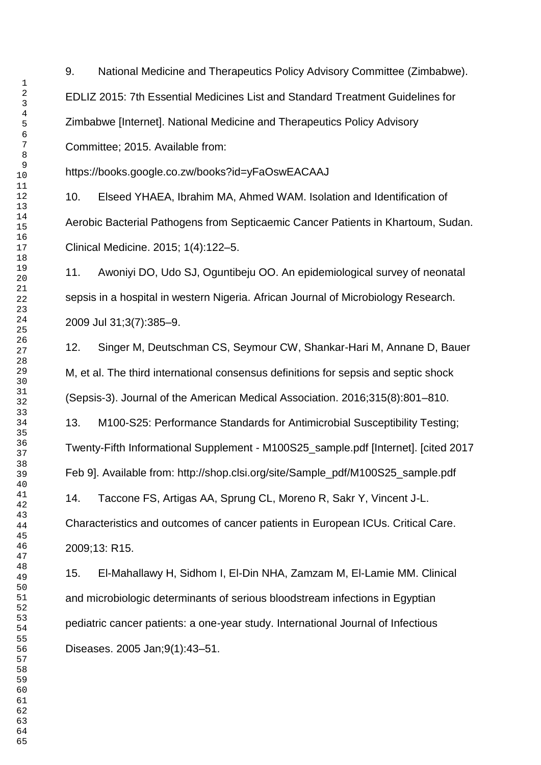9. National Medicine and Therapeutics Policy Advisory Committee (Zimbabwe). EDLIZ 2015: 7th Essential Medicines List and Standard Treatment Guidelines for Zimbabwe [Internet]. National Medicine and Therapeutics Policy Advisory Committee; 2015. Available from: https://books.google.co.zw/books?id=yFaOswEACAAJ

10. Elseed YHAEA, Ibrahim MA, Ahmed WAM. Isolation and Identification of Aerobic Bacterial Pathogens from Septicaemic Cancer Patients in Khartoum, Sudan. Clinical Medicine. 2015; 1(4):122–5.

11. Awoniyi DO, Udo SJ, Oguntibeju OO. An epidemiological survey of neonatal sepsis in a hospital in western Nigeria. African Journal of Microbiology Research. 2009 Jul 31;3(7):385–9.

12. Singer M, Deutschman CS, Seymour CW, Shankar-Hari M, Annane D, Bauer M, et al. The third international consensus definitions for sepsis and septic shock (Sepsis-3). Journal of the American Medical Association. 2016;315(8):801–810.

13. M100-S25: Performance Standards for Antimicrobial Susceptibility Testing; Twenty-Fifth Informational Supplement - M100S25_sample.pdf [Internet]. [cited 2017 Feb 9]. Available from: http://shop.clsi.org/site/Sample_pdf/M100S25_sample.pdf

14. Taccone FS, Artigas AA, Sprung CL, Moreno R, Sakr Y, Vincent J-L. Characteristics and outcomes of cancer patients in European ICUs. Critical Care. 2009;13: R15.

15. El-Mahallawy H, Sidhom I, El-Din NHA, Zamzam M, El-Lamie MM. Clinical and microbiologic determinants of serious bloodstream infections in Egyptian pediatric cancer patients: a one-year study. International Journal of Infectious Diseases. 2005 Jan;9(1):43–51.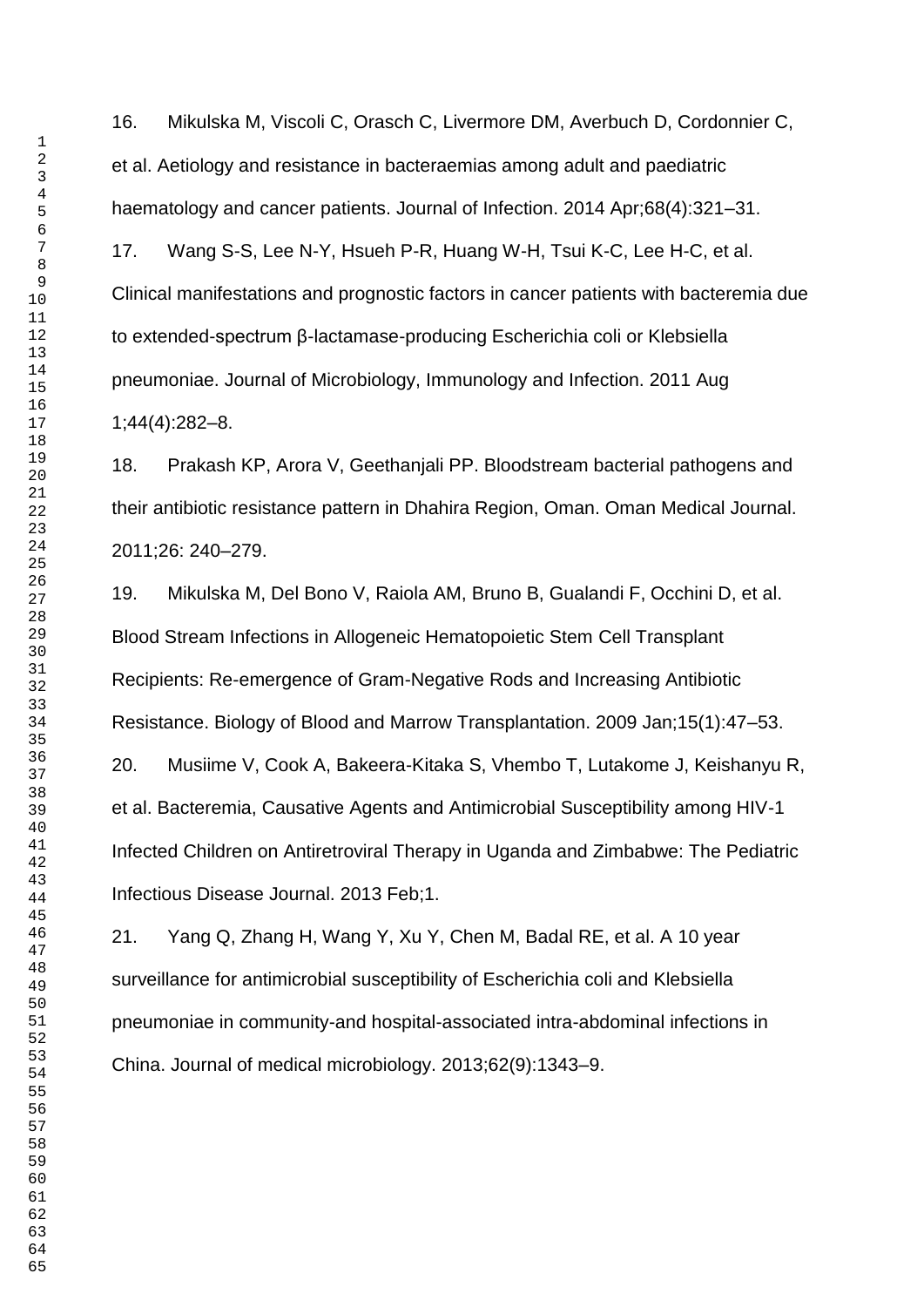16. Mikulska M, Viscoli C, Orasch C, Livermore DM, Averbuch D, Cordonnier C, et al. Aetiology and resistance in bacteraemias among adult and paediatric haematology and cancer patients. Journal of Infection. 2014 Apr;68(4):321–31.

17. Wang S-S, Lee N-Y, Hsueh P-R, Huang W-H, Tsui K-C, Lee H-C, et al. Clinical manifestations and prognostic factors in cancer patients with bacteremia due to extended-spectrum β-lactamase-producing Escherichia coli or Klebsiella pneumoniae. Journal of Microbiology, Immunology and Infection. 2011 Aug 1;44(4):282–8.

18. Prakash KP, Arora V, Geethanjali PP. Bloodstream bacterial pathogens and their antibiotic resistance pattern in Dhahira Region, Oman. Oman Medical Journal. 2011;26: 240–279.

19. Mikulska M, Del Bono V, Raiola AM, Bruno B, Gualandi F, Occhini D, et al. Blood Stream Infections in Allogeneic Hematopoietic Stem Cell Transplant Recipients: Re-emergence of Gram-Negative Rods and Increasing Antibiotic Resistance. Biology of Blood and Marrow Transplantation. 2009 Jan;15(1):47–53.

20. Musiime V, Cook A, Bakeera-Kitaka S, Vhembo T, Lutakome J, Keishanyu R, et al. Bacteremia, Causative Agents and Antimicrobial Susceptibility among HIV-1 Infected Children on Antiretroviral Therapy in Uganda and Zimbabwe: The Pediatric Infectious Disease Journal. 2013 Feb;1.

21. Yang Q, Zhang H, Wang Y, Xu Y, Chen M, Badal RE, et al. A 10 year surveillance for antimicrobial susceptibility of Escherichia coli and Klebsiella pneumoniae in community-and hospital-associated intra-abdominal infections in China. Journal of medical microbiology. 2013;62(9):1343–9.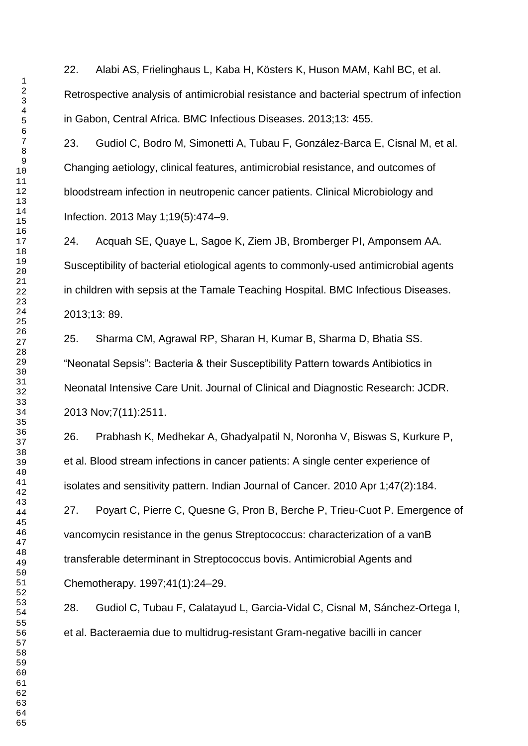22. Alabi AS, Frielinghaus L, Kaba H, Kösters K, Huson MAM, Kahl BC, et al. Retrospective analysis of antimicrobial resistance and bacterial spectrum of infection in Gabon, Central Africa. BMC Infectious Diseases. 2013;13: 455.

23. Gudiol C, Bodro M, Simonetti A, Tubau F, González-Barca E, Cisnal M, et al. Changing aetiology, clinical features, antimicrobial resistance, and outcomes of bloodstream infection in neutropenic cancer patients. Clinical Microbiology and Infection. 2013 May 1;19(5):474–9.

24. Acquah SE, Quaye L, Sagoe K, Ziem JB, Bromberger PI, Amponsem AA. Susceptibility of bacterial etiological agents to commonly-used antimicrobial agents in children with sepsis at the Tamale Teaching Hospital. BMC Infectious Diseases. 2013;13: 89.

25. Sharma CM, Agrawal RP, Sharan H, Kumar B, Sharma D, Bhatia SS. "Neonatal Sepsis": Bacteria & their Susceptibility Pattern towards Antibiotics in Neonatal Intensive Care Unit. Journal of Clinical and Diagnostic Research: JCDR. 2013 Nov;7(11):2511.

26. Prabhash K, Medhekar A, Ghadyalpatil N, Noronha V, Biswas S, Kurkure P, et al. Blood stream infections in cancer patients: A single center experience of isolates and sensitivity pattern. Indian Journal of Cancer. 2010 Apr 1;47(2):184.

27. Poyart C, Pierre C, Quesne G, Pron B, Berche P, Trieu-Cuot P. Emergence of vancomycin resistance in the genus Streptococcus: characterization of a vanB transferable determinant in Streptococcus bovis. Antimicrobial Agents and Chemotherapy. 1997;41(1):24–29.

28. Gudiol C, Tubau F, Calatayud L, Garcia-Vidal C, Cisnal M, Sánchez-Ortega I, et al. Bacteraemia due to multidrug-resistant Gram-negative bacilli in cancer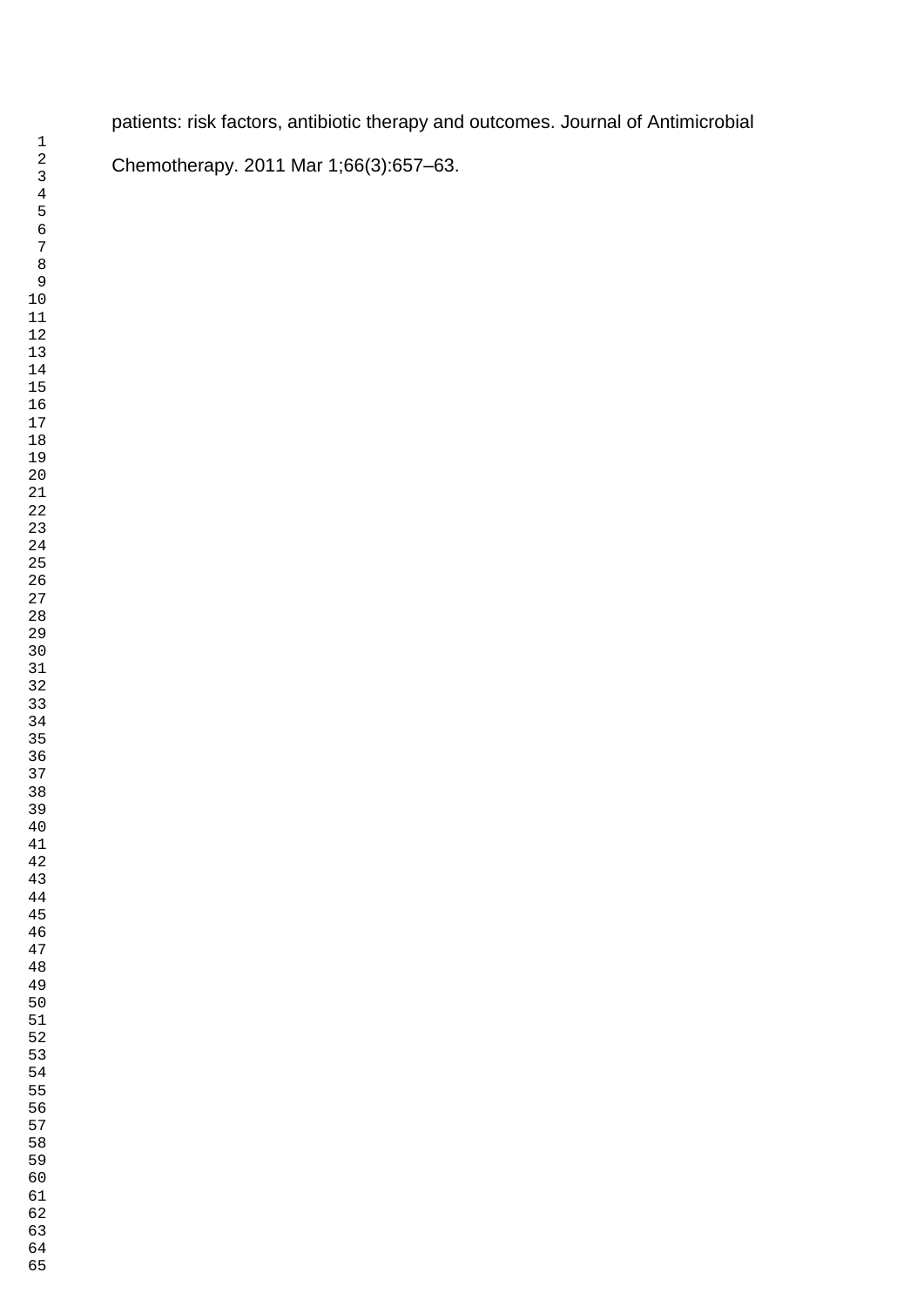patients: risk factors, antibiotic therapy and outcomes. Journal of Antimicrobial Chemotherapy. 2011 Mar 1;66(3):657–63.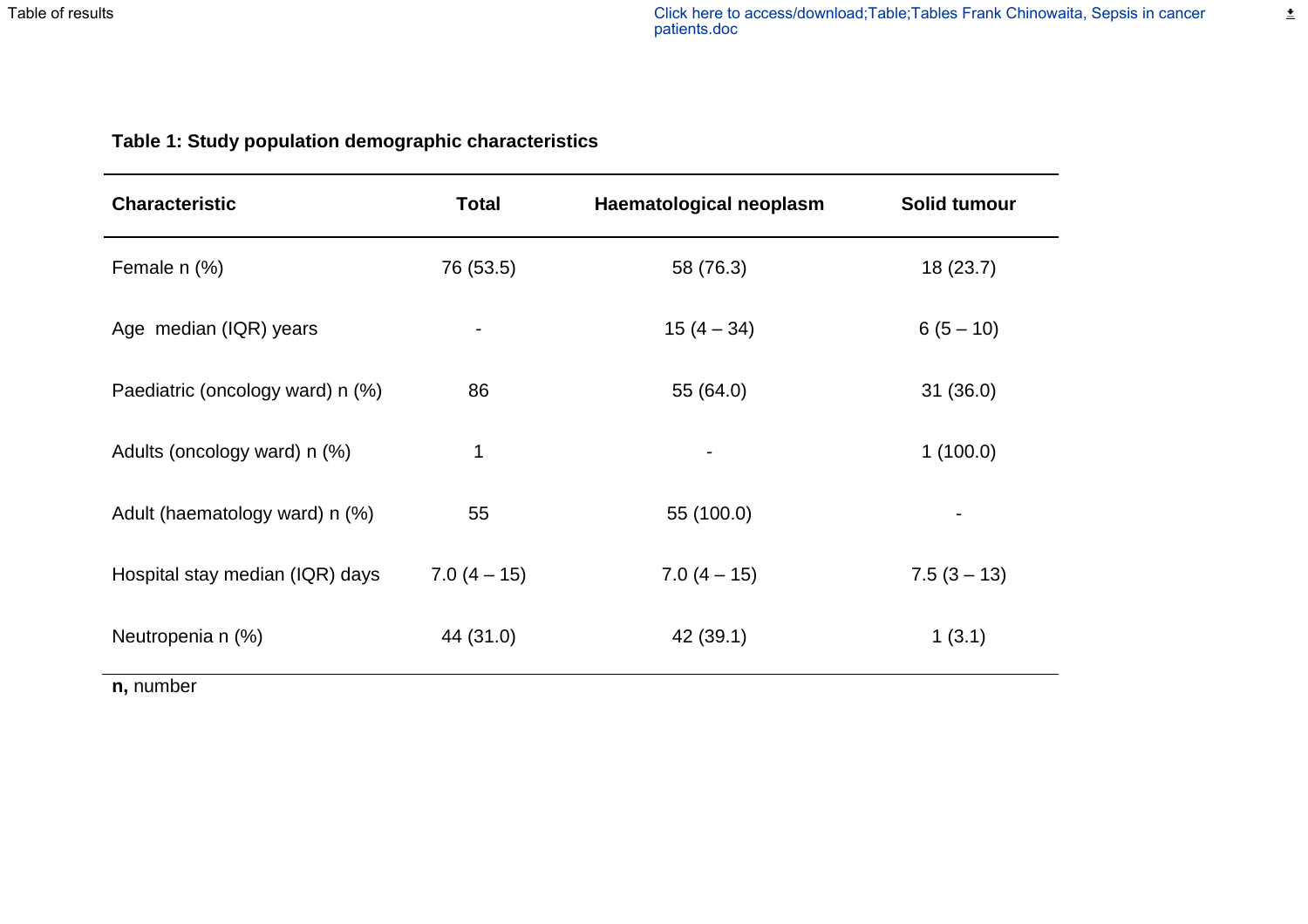**Table 1: Study population demographic characteristics**

| Characteristic | Total | Haematological neoplasm | Solid tumour |
|---|---|---|---|
| Female n (%) | 76 (53.5) | 58 (76.3) | 18 (23.7) |
| Age median (IQR) years | - | 15 (4 – 34) | 6 (5 – 10) |
| Paediatric (oncology ward) n (%) | 86 | 55 (64.0) | 31 (36.0) |
| Adults (oncology ward) n (%) | 1 | - | 1 (100.0) |
| Adult (haematology ward) n (%) | 55 | 55 (100.0) | - |
| Hospital stay median (IQR) days | 7.0 (4 – 15) | 7.0 (4 – 15) | 7.5 (3 – 13) |
| Neutropenia n (%) | 44 (31.0) | 42 (39.1) | 1 (3.1) |

**n,** number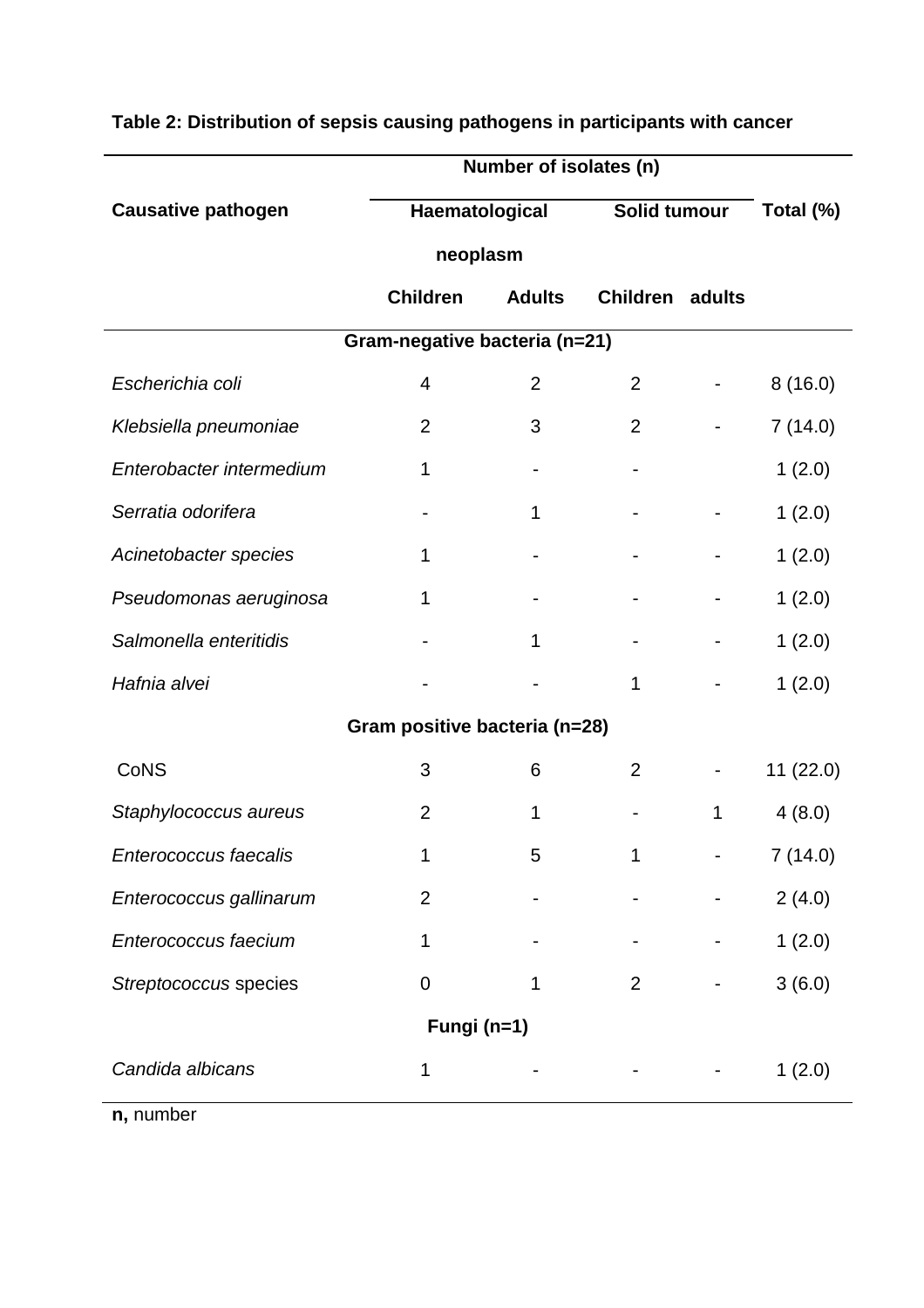**Table 2: Distribution of sepsis causing pathogens in participants with cancer**

| Causative pathogen | Number of isolates (n) | | | | |
|---|---|---|---|---|---|
| | Haematological neoplasm | | Solid tumour | | Total (%) |
| | Children | Adults | Children | adults | |
| **Gram-negative bacteria (n=21)** | | | | | |
| *Escherichia coli* | 4 | 2 | 2 | - | 8 (16.0) |
| *Klebsiella pneumoniae* | 2 | 3 | 2 | - | 7 (14.0) |
| *Enterobacter intermedium* | 1 | - | - | | 1 (2.0) |
| *Serratia odorifera* | - | 1 | - | - | 1 (2.0) |
| *Acinetobacter species* | 1 | - | - | - | 1 (2.0) |
| *Pseudomonas aeruginosa* | 1 | - | - | - | 1 (2.0) |
| *Salmonella enteritidis* | - | 1 | - | - | 1 (2.0) |
| *Hafnia alvei* | - | - | 1 | - | 1 (2.0) |
| **Gram positive bacteria (n=28)** | | | | | |
| CoNS | 3 | 6 | 2 | - | 11 (22.0) |
| *Staphylococcus aureus* | 2 | 1 | - | 1 | 4 (8.0) |
| *Enterococcus faecalis* | 1 | 5 | 1 | - | 7 (14.0) |
| *Enterococcus gallinarum* | 2 | - | - | - | 2 (4.0) |
| *Enterococcus faecium* | 1 | - | - | - | 1 (2.0) |
| *Streptococcus* species | 0 | 1 | 2 | - | 3 (6.0) |
| **Fungi (n=1)** | | | | | |
| *Candida albicans* | 1 | - | - | - | 1 (2.0) |

**n,** number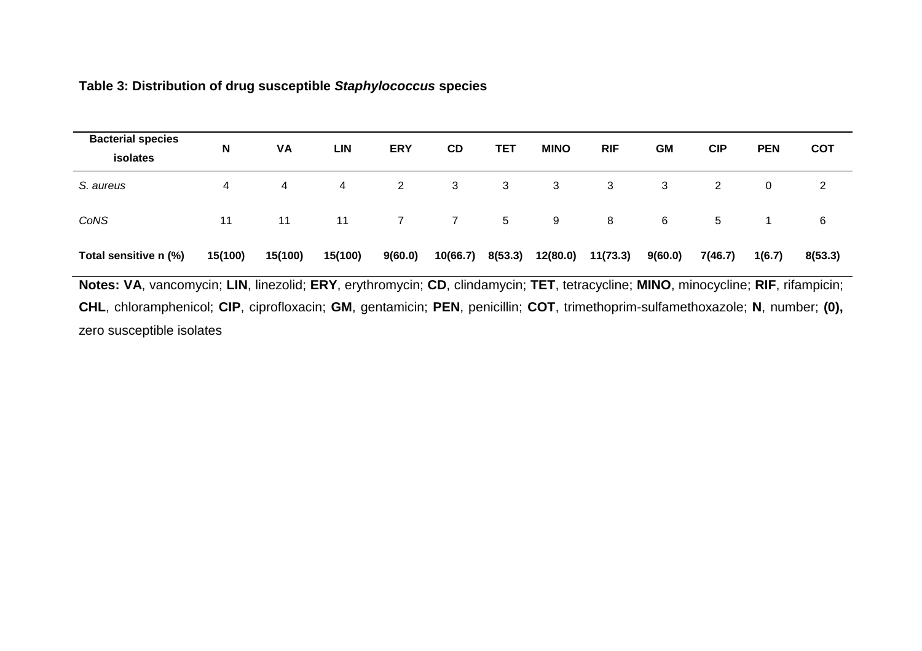**Table 3: Distribution of drug susceptible *Staphylococcus* species**

| Bacterial species isolates | N | VA | LIN | ERY | CD | TET | MINO | RIF | GM | CIP | PEN | COT |
|---|---|---|---|---|---|---|---|---|---|---|---|---|
| *S. aureus* | 4 | 4 | 4 | 2 | 3 | 3 | 3 | 3 | 3 | 2 | 0 | 2 |
| *CoNS* | 11 | 11 | 11 | 7 | 7 | 5 | 9 | 8 | 6 | 5 | 1 | 6 |
| **Total sensitive n (%)** | **15(100)** | **15(100)** | **15(100)** | **9(60.0)** | **10(66.7)** | **8(53.3)** | **12(80.0)** | **11(73.3)** | **9(60.0)** | **7(46.7)** | **1(6.7)** | **8(53.3)** |

**Notes: VA**, vancomycin; **LIN**, linezolid; **ERY**, erythromycin; **CD**, clindamycin; **TET**, tetracycline; **MINO**, minocycline; **RIF**, rifampicin; **CHL**, chloramphenicol; **CIP**, ciprofloxacin; **GM**, gentamicin; **PEN**, penicillin; **COT**, trimethoprim-sulfamethoxazole; **N**, number; **(0),** zero susceptible isolates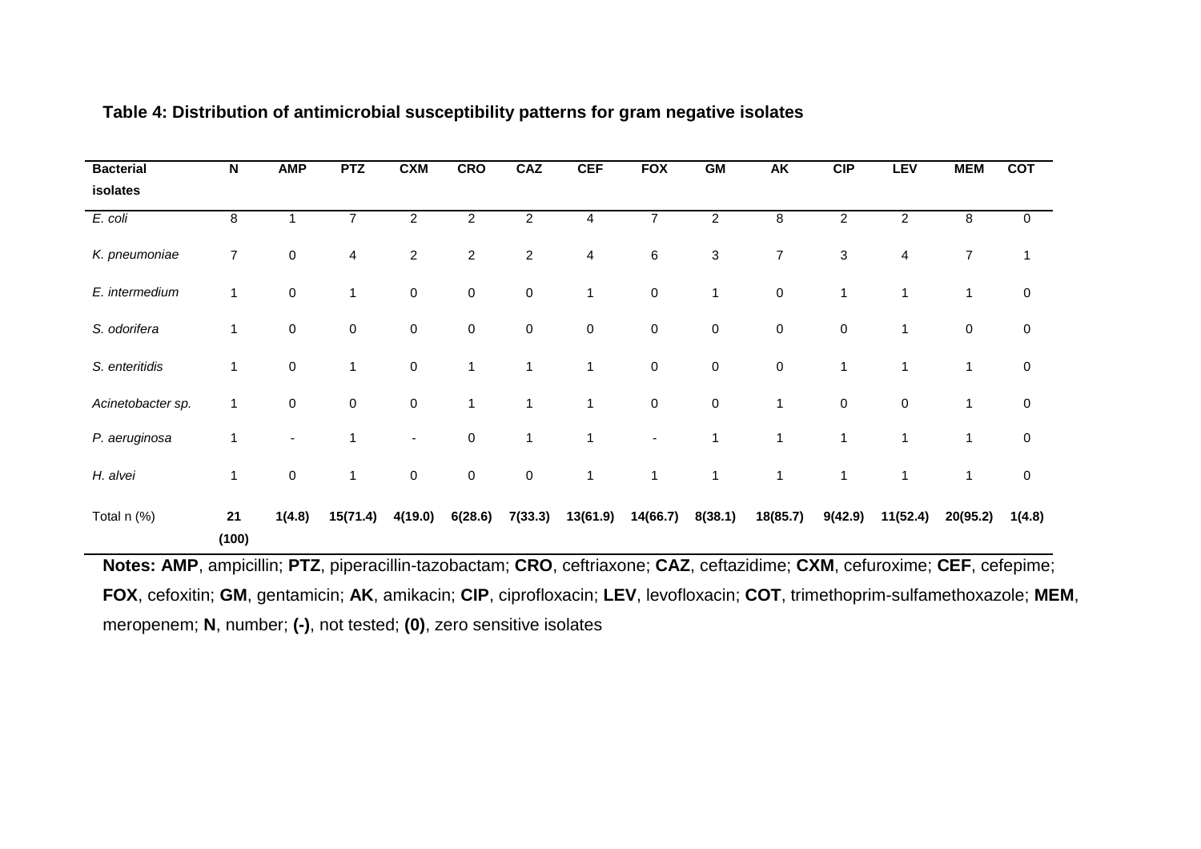**Table 4: Distribution of antimicrobial susceptibility patterns for gram negative isolates**

| Bacterial isolates | N | AMP | PTZ | CXM | CRO | CAZ | CEF | FOX | GM | AK | CIP | LEV | MEM | COT |
|---|---|---|---|---|---|---|---|---|---|---|---|---|---|---|
| *E. coli* | 8 | 1 | 7 | 2 | 2 | 2 | 4 | 7 | 2 | 8 | 2 | 2 | 8 | 0 |
| *K. pneumoniae* | 7 | 0 | 4 | 2 | 2 | 2 | 4 | 6 | 3 | 7 | 3 | 4 | 7 | 1 |
| *E. intermedium* | 1 | 0 | 1 | 0 | 0 | 0 | 1 | 0 | 1 | 0 | 1 | 1 | 1 | 0 |
| *S. odorifera* | 1 | 0 | 0 | 0 | 0 | 0 | 0 | 0 | 0 | 0 | 0 | 1 | 0 | 0 |
| *S. enteritidis* | 1 | 0 | 1 | 0 | 1 | 1 | 1 | 0 | 0 | 0 | 1 | 1 | 1 | 0 |
| *Acinetobacter sp.* | 1 | 0 | 0 | 0 | 1 | 1 | 1 | 0 | 0 | 1 | 0 | 0 | 1 | 0 |
| *P. aeruginosa* | 1 | - | 1 | - | 0 | 1 | 1 | - | 1 | 1 | 1 | 1 | 1 | 0 |
| *H. alvei* | 1 | 0 | 1 | 0 | 0 | 0 | 1 | 1 | 1 | 1 | 1 | 1 | 1 | 0 |
| Total n (%) | **21 (100)** | **1(4.8)** | **15(71.4)** | **4(19.0)** | **6(28.6)** | **7(33.3)** | **13(61.9)** | **14(66.7)** | **8(38.1)** | **18(85.7)** | **9(42.9)** | **11(52.4)** | **20(95.2)** | **1(4.8)** |

**Notes: AMP**, ampicillin; **PTZ**, piperacillin-tazobactam; **CRO**, ceftriaxone; **CAZ**, ceftazidime; **CXM**, cefuroxime; **CEF**, cefepime; **FOX**, cefoxitin; **GM**, gentamicin; **AK**, amikacin; **CIP**, ciprofloxacin; **LEV**, levofloxacin; **COT**, trimethoprim-sulfamethoxazole; **MEM**, meropenem; **N**, number; **(-)**, not tested; **(0)**, zero sensitive isolates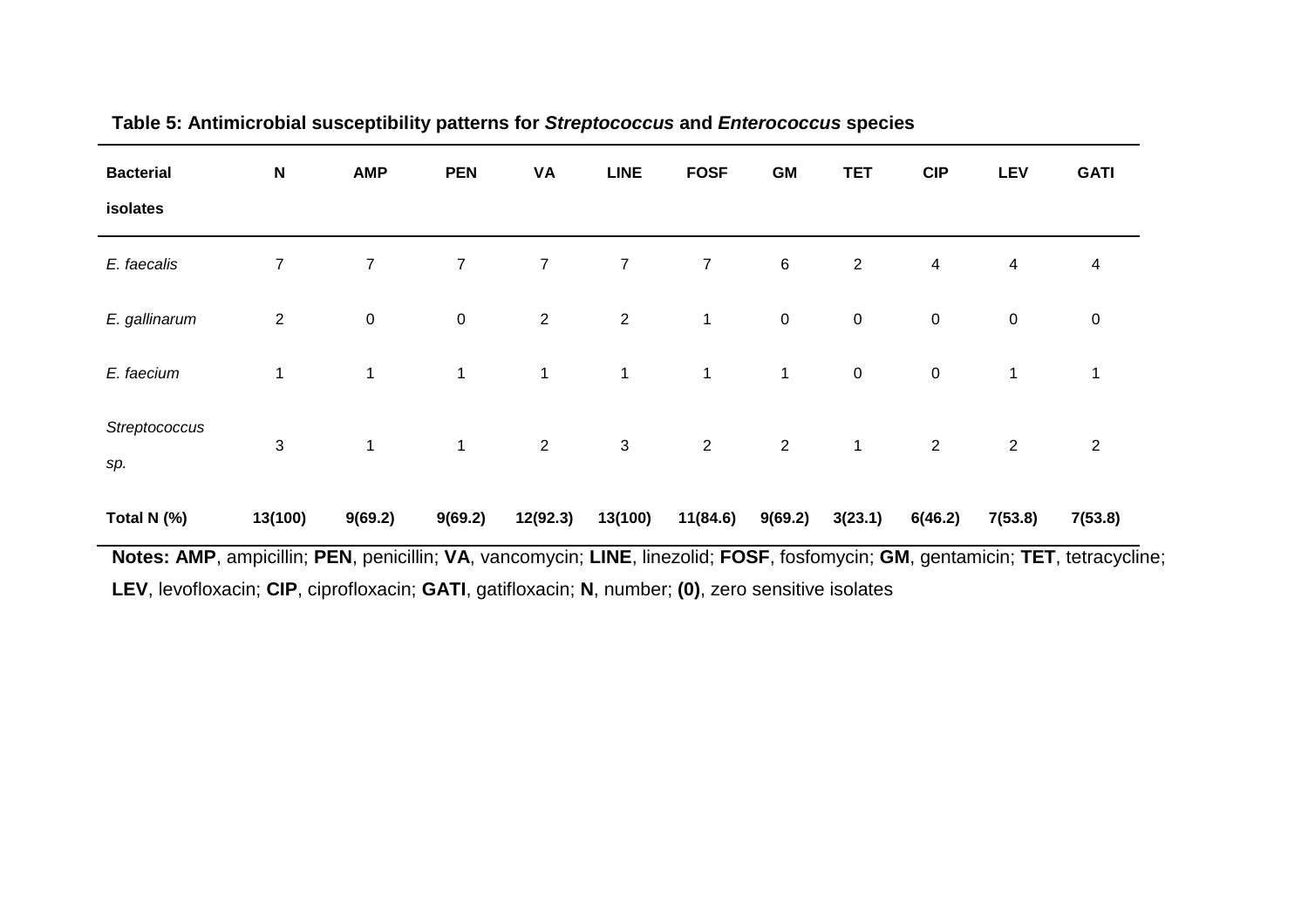**Table 5: Antimicrobial susceptibility patterns for *Streptococcus* and *Enterococcus* species**

| **Bacterial isolates** | **N** | **AMP** | **PEN** | **VA** | **LINE** | **FOSF** | **GM** | **TET** | **CIP** | **LEV** | **GATI** |
|---|---|---|---|---|---|---|---|---|---|---|---|
| *E. faecalis* | 7 | 7 | 7 | 7 | 7 | 7 | 6 | 2 | 4 | 4 | 4 |
| *E. gallinarum* | 2 | 0 | 0 | 2 | 2 | 1 | 0 | 0 | 0 | 0 | 0 |
| *E. faecium* | 1 | 1 | 1 | 1 | 1 | 1 | 1 | 0 | 0 | 1 | 1 |
| *Streptococcus sp.* | 3 | 1 | 1 | 2 | 3 | 2 | 2 | 1 | 2 | 2 | 2 |
| **Total N (%)** | **13(100)** | **9(69.2)** | **9(69.2)** | **12(92.3)** | **13(100)** | **11(84.6)** | **9(69.2)** | **3(23.1)** | **6(46.2)** | **7(53.8)** | **7(53.8)** |

**Notes: AMP**, ampicillin; **PEN**, penicillin; **VA**, vancomycin; **LINE**, linezolid; **FOSF**, fosfomycin; **GM**, gentamicin; **TET**, tetracycline; **LEV**, levofloxacin; **CIP**, ciprofloxacin; **GATI**, gatifloxacin; **N**, number; **(0)**, zero sensitive isolates